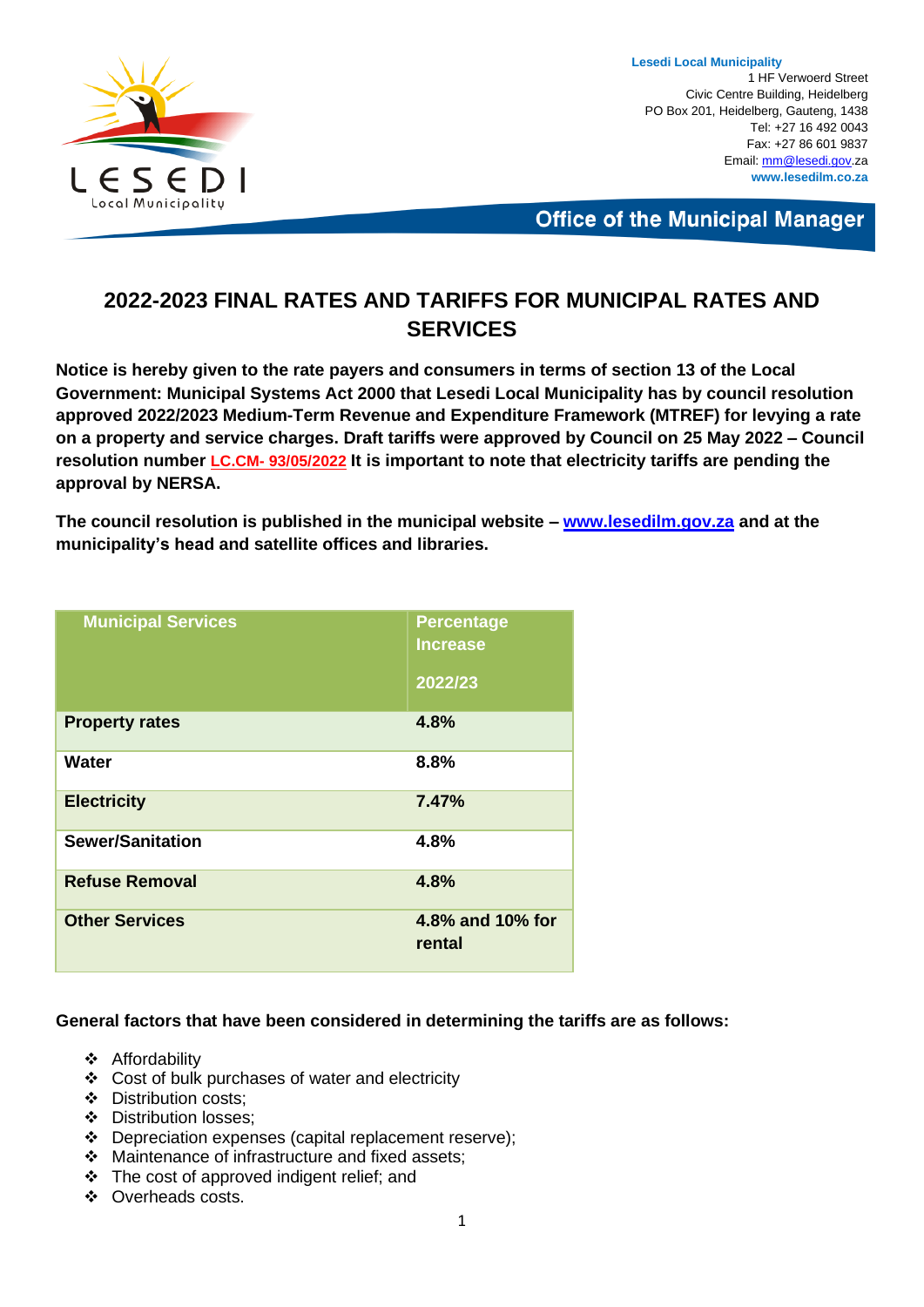**Lesedi Local Municipality**
1 HF Verwoerd Street
Civic Centre Building, Heidelberg
PO Box 201, Heidelberg, Gauteng, 1438
Tel: +27 16 492 0043
Fax: +27 86 601 9837
Email: mm@lesedi.gov.za
**www.lesedilm.co.za**

**Office of the Municipal Manager**

# 2022-2023 FINAL RATES AND TARIFFS FOR MUNICIPAL RATES AND SERVICES

**Notice is hereby given to the rate payers and consumers in terms of section 13 of the Local Government: Municipal Systems Act 2000 that Lesedi Local Municipality has by council resolution approved 2022/2023 Medium-Term Revenue and Expenditure Framework (MTREF) for levying a rate on a property and service charges. Draft tariffs were approved by Council on 25 May 2022 – Council resolution number LC.CM- 93/05/2022 It is important to note that electricity tariffs are pending the approval by NERSA.**

**The council resolution is published in the municipal website – www.lesedilm.gov.za and at the municipality's head and satellite offices and libraries.**

| Municipal Services | Percentage Increase 2022/23 |
|---|---|
| **Property rates** | **4.8%** |
| **Water** | **8.8%** |
| **Electricity** | **7.47%** |
| **Sewer/Sanitation** | **4.8%** |
| **Refuse Removal** | **4.8%** |
| **Other Services** | **4.8% and 10% for rental** |

**General factors that have been considered in determining the tariffs are as follows:**

- Affordability
- Cost of bulk purchases of water and electricity
- Distribution costs;
- Distribution losses;
- Depreciation expenses (capital replacement reserve);
- Maintenance of infrastructure and fixed assets;
- The cost of approved indigent relief; and
- Overheads costs.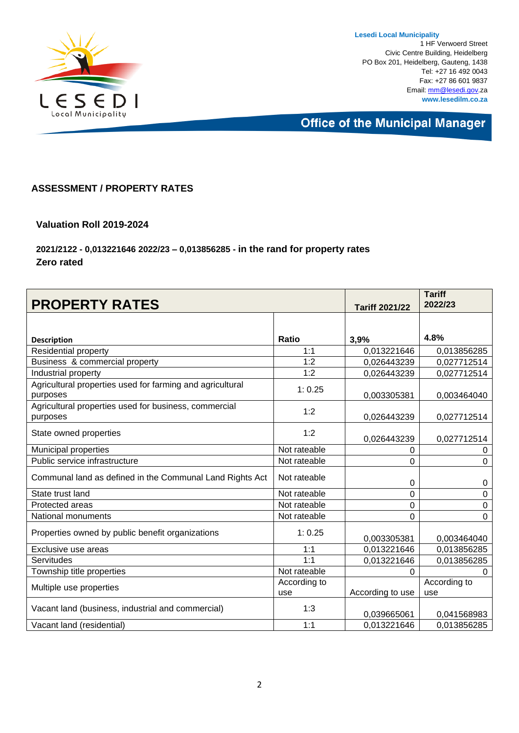**Lesedi Local Municipality**
1 HF Verwoerd Street
Civic Centre Building, Heidelberg
PO Box 201, Heidelberg, Gauteng, 1438
Tel: +27 16 492 0043
Fax: +27 86 601 9837
Email: mm@lesedi.gov.za
**www.lesedilm.co.za**

**Office of the Municipal Manager**

## ASSESSMENT / PROPERTY RATES

### Valuation Roll 2019-2024

**2021/2122 - 0,013221646 2022/23 – 0,013856285 - in the rand for property rates**
**Zero rated**

| PROPERTY RATES | | Tariff 2021/22 | Tariff 2022/23 |
|---|---|---|---|
| **Description** | **Ratio** | **3,9%** | **4.8%** |
| Residential property | 1:1 | 0,013221646 | 0,013856285 |
| Business & commercial property | 1:2 | 0,026443239 | 0,027712514 |
| Industrial property | 1:2 | 0,026443239 | 0,027712514 |
| Agricultural properties used for farming and agricultural purposes | 1: 0.25 | 0,003305381 | 0,003464040 |
| Agricultural properties used for business, commercial purposes | 1:2 | 0,026443239 | 0,027712514 |
| State owned properties | 1:2 | 0,026443239 | 0,027712514 |
| Municipal properties | Not rateable | 0 | 0 |
| Public service infrastructure | Not rateable | 0 | 0 |
| Communal land as defined in the Communal Land Rights Act | Not rateable | 0 | 0 |
| State trust land | Not rateable | 0 | 0 |
| Protected areas | Not rateable | 0 | 0 |
| National monuments | Not rateable | 0 | 0 |
| Properties owned by public benefit organizations | 1: 0.25 | 0,003305381 | 0,003464040 |
| Exclusive use areas | 1:1 | 0,013221646 | 0,013856285 |
| Servitudes | 1:1 | 0,013221646 | 0,013856285 |
| Township title properties | Not rateable | 0 | 0 |
| Multiple use properties | According to use | According to use | According to use |
| Vacant land (business, industrial and commercial) | 1:3 | 0,039665061 | 0,041568983 |
| Vacant land (residential) | 1:1 | 0,013221646 | 0,013856285 |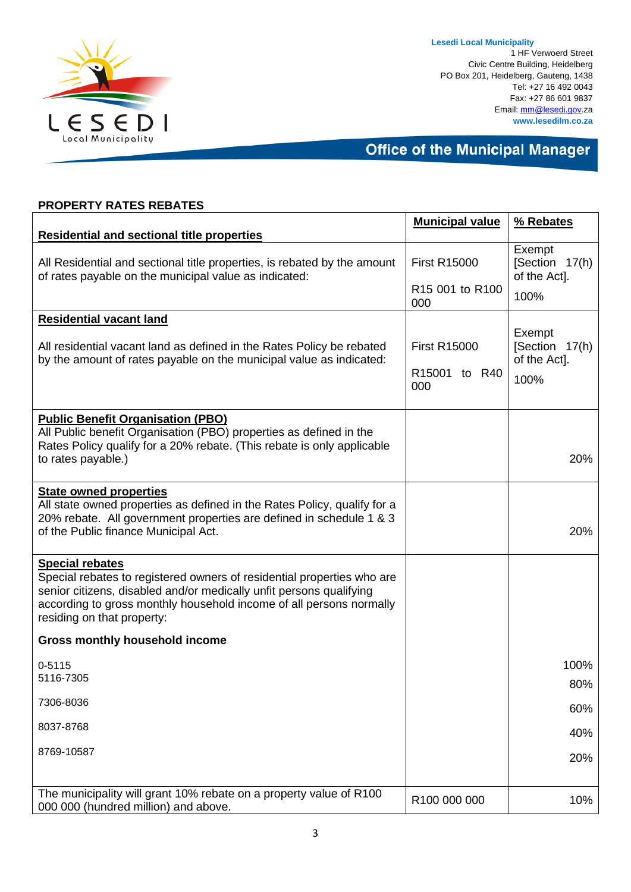Lesedi Local Municipality
1 HF Verwoerd Street
Civic Centre Building, Heidelberg
PO Box 201, Heidelberg, Gauteng, 1438
Tel: +27 16 492 0043
Fax: +27 86 601 9837
Email: mm@lesedi.gov.za
www.lesedilm.co.za

**Office of the Municipal Manager**

**PROPERTY RATES REBATES**

| **Residential and sectional title properties** | **Municipal value** | **% Rebates** |
|---|---|---|
| All Residential and sectional title properties, is rebated by the amount of rates payable on the municipal value as indicated: | First R15000<br>R15 001 to R100 000 | Exempt [Section 17(h) of the Act].<br>100% |
| **Residential vacant land**<br>All residential vacant land as defined in the Rates Policy be rebated by the amount of rates payable on the municipal value as indicated: | First R15000<br>R15001 to R40 000 | Exempt [Section 17(h) of the Act].<br>100% |
| **Public Benefit Organisation (PBO)**<br>All Public benefit Organisation (PBO) properties as defined in the Rates Policy qualify for a 20% rebate. (This rebate is only applicable to rates payable.) | | 20% |
| **State owned properties**<br>All state owned properties as defined in the Rates Policy, qualify for a 20% rebate. All government properties are defined in schedule 1 & 3 of the Public finance Municipal Act. | | 20% |
| **Special rebates**<br>Special rebates to registered owners of residential properties who are senior citizens, disabled and/or medically unfit persons qualifying according to gross monthly household income of all persons normally residing on that property: | | |
| **Gross monthly household income** | | |
| 0-5115 | | 100% |
| 5116-7305 | | 80% |
| 7306-8036 | | 60% |
| 8037-8768 | | 40% |
| 8769-10587 | | 20% |
| The municipality will grant 10% rebate on a property value of R100 000 000 (hundred million) and above. | R100 000 000 | 10% |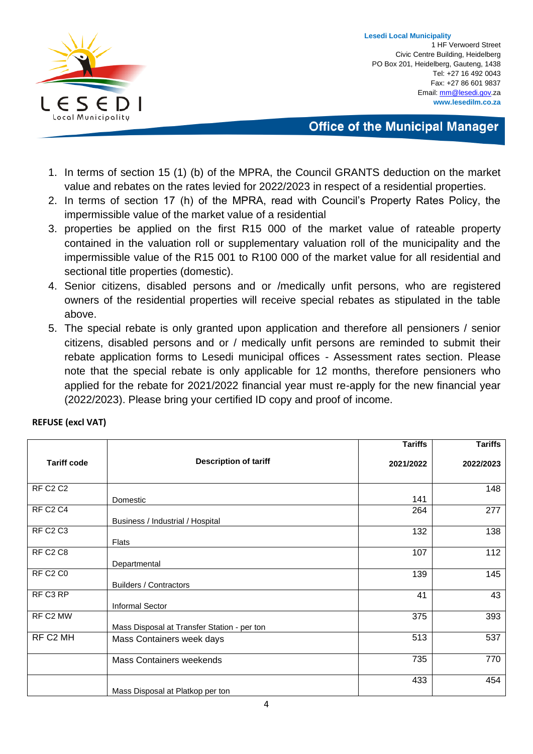1. In terms of section 15 (1) (b) of the MPRA, the Council GRANTS deduction on the market value and rebates on the rates levied for 2022/2023 in respect of a residential properties.
2. In terms of section 17 (h) of the MPRA, read with Council's Property Rates Policy, the impermissible value of the market value of a residential
3. properties be applied on the first R15 000 of the market value of rateable property contained in the valuation roll or supplementary valuation roll of the municipality and the impermissible value of the R15 001 to R100 000 of the market value for all residential and sectional title properties (domestic).
4. Senior citizens, disabled persons and or /medically unfit persons, who are registered owners of the residential properties will receive special rebates as stipulated in the table above.
5. The special rebate is only granted upon application and therefore all pensioners / senior citizens, disabled persons and or / medically unfit persons are reminded to submit their rebate application forms to Lesedi municipal offices - Assessment rates section. Please note that the special rebate is only applicable for 12 months, therefore pensioners who applied for the rebate for 2021/2022 financial year must re-apply for the new financial year (2022/2023). Please bring your certified ID copy and proof of income.

**REFUSE (excl VAT)**

| Tariff code | Description of tariff | Tariffs 2021/2022 | Tariffs 2022/2023 |
|---|---|---|---|
| RF C2 C2 | Domestic | 141 | 148 |
| RF C2 C4 | Business / Industrial / Hospital | 264 | 277 |
| RF C2 C3 | Flats | 132 | 138 |
| RF C2 C8 | Departmental | 107 | 112 |
| RF C2 C0 | Builders / Contractors | 139 | 145 |
| RF C3 RP | Informal Sector | 41 | 43 |
| RF C2 MW | Mass Disposal at Transfer Station - per ton | 375 | 393 |
| RF C2 MH | Mass Containers week days | 513 | 537 |
| | Mass Containers weekends | 735 | 770 |
| | Mass Disposal at Platkop per ton | 433 | 454 |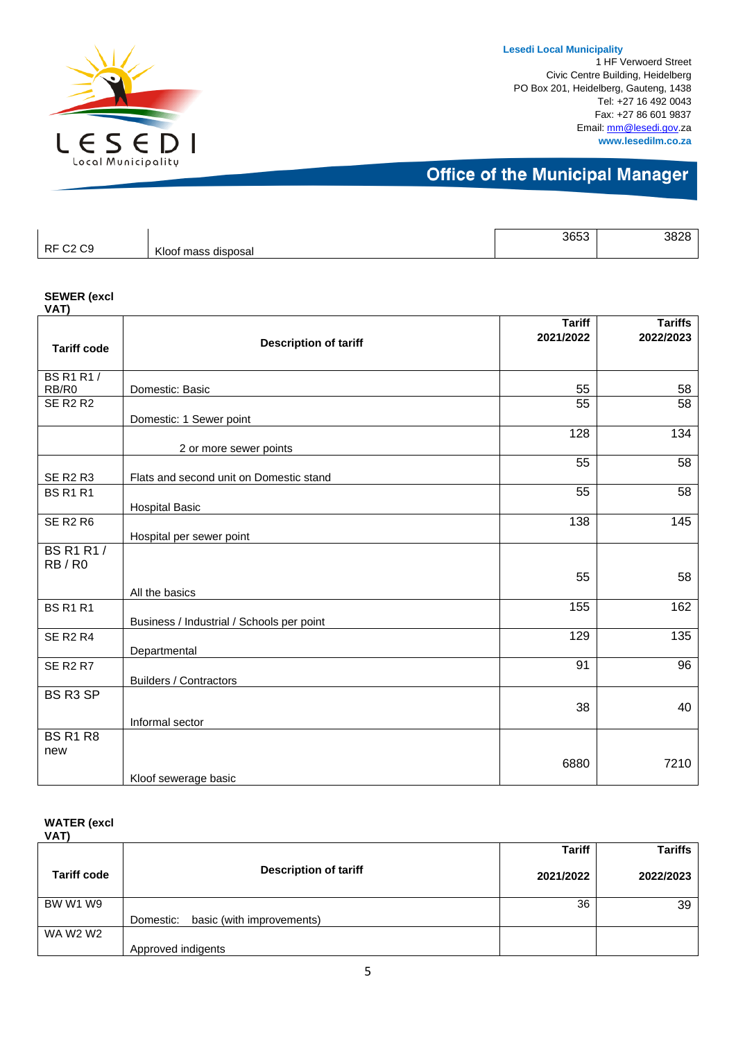| RF C2 C9 | Kloof mass disposal | 3653 | 3828 |
|---|---|---|---|

**SEWER (excl VAT)**

| Tariff code | Description of tariff | Tariff 2021/2022 | Tariffs 2022/2023 |
|---|---|---|---|
| BS R1 R1 / RB/R0 | Domestic: Basic | 55 | 58 |
| SE R2 R2 | Domestic: 1 Sewer point | 55 | 58 |
| | 2 or more sewer points | 128 | 134 |
| SE R2 R3 | Flats and second unit on Domestic stand | 55 | 58 |
| BS R1 R1 | Hospital Basic | 55 | 58 |
| SE R2 R6 | Hospital per sewer point | 138 | 145 |
| BS R1 R1 / RB / R0 | All the basics | 55 | 58 |
| BS R1 R1 | Business / Industrial / Schools per point | 155 | 162 |
| SE R2 R4 | Departmental | 129 | 135 |
| SE R2 R7 | Builders / Contractors | 91 | 96 |
| BS R3 SP | Informal sector | 38 | 40 |
| BS R1 R8 new | Kloof sewerage basic | 6880 | 7210 |

**WATER (excl VAT)**

| Tariff code | Description of tariff | Tariff 2021/2022 | Tariffs 2022/2023 |
|---|---|---|---|
| BW W1 W9 | Domestic: basic (with improvements) | 36 | 39 |
| WA W2 W2 | Approved indigents | | |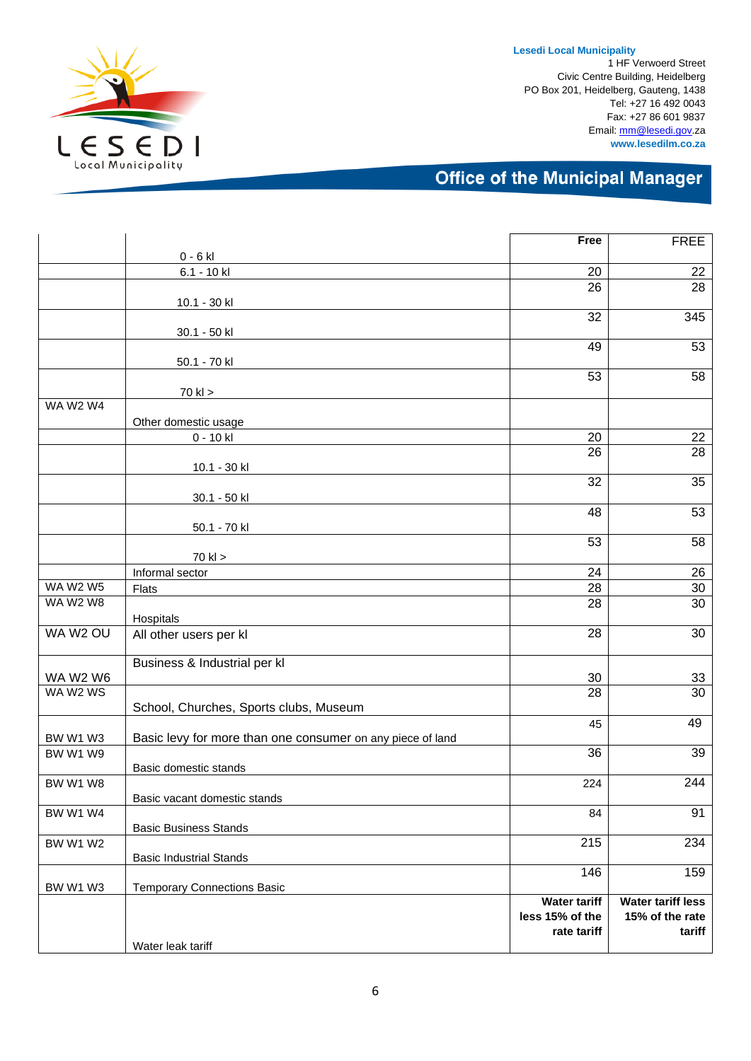**Lesedi Local Municipality**
1 HF Verwoerd Street
Civic Centre Building, Heidelberg
PO Box 201, Heidelberg, Gauteng, 1438
Tel: +27 16 492 0043
Fax: +27 86 601 9837
Email: mm@lesedi.gov.za
**www.lesedilm.co.za**

## Office of the Municipal Manager

| | | | |
|---|---|---|---|
| | 0 - 6 kl | **Free** | FREE |
| | 6.1 - 10 kl | 20 | 22 |
| | 10.1 - 30 kl | 26 | 28 |
| | 30.1 - 50 kl | 32 | 345 |
| | 50.1 - 70 kl | 49 | 53 |
| | 70 kl > | 53 | 58 |
| WA W2 W4 | Other domestic usage | | |
| | 0 - 10 kl | 20 | 22 |
| | 10.1 - 30 kl | 26 | 28 |
| | 30.1 - 50 kl | 32 | 35 |
| | 50.1 - 70 kl | 48 | 53 |
| | 70 kl > | 53 | 58 |
| | Informal sector | 24 | 26 |
| WA W2 W5 | Flats | 28 | 30 |
| WA W2 W8 | Hospitals | 28 | 30 |
| WA W2 OU | All other users per kl | 28 | 30 |
| WA W2 W6 | Business & Industrial per kl | 30 | 33 |
| WA W2 WS | School, Churches, Sports clubs, Museum | 28 | 30 |
| BW W1 W3 | Basic levy for more than one consumer on any piece of land | 45 | 49 |
| BW W1 W9 | Basic domestic stands | 36 | 39 |
| BW W1 W8 | Basic vacant domestic stands | 224 | 244 |
| BW W1 W4 | Basic Business Stands | 84 | 91 |
| BW W1 W2 | Basic Industrial Stands | 215 | 234 |
| BW W1 W3 | Temporary Connections Basic | 146 | 159 |
| | Water leak tariff | **Water tariff less 15% of the rate tariff** | **Water tariff less 15% of the rate tariff** |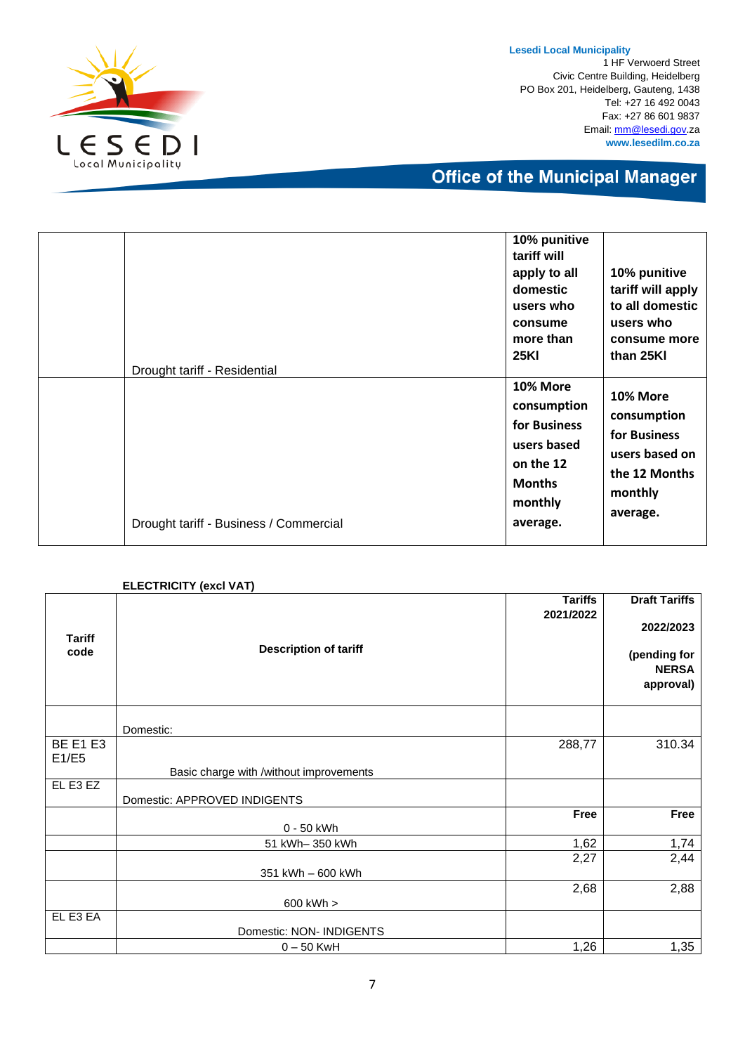| | | | |
|---|---|---|---|
| | Drought tariff - Residential | **10% punitive tariff will apply to all domestic users who consume more than 25Kl** | **10% punitive tariff will apply to all domestic users who consume more than 25Kl** |
| | Drought tariff - Business / Commercial | **10% More consumption for Business users based on the 12 Months monthly average.** | **10% More consumption for Business users based on the 12 Months monthly average.** |

**ELECTRICITY (excl VAT)**

| **Tariff code** | **Description of tariff** | **Tariffs 2021/2022** | **Draft Tariffs 2022/2023 (pending for NERSA approval)** |
|---|---|---|---|
| | Domestic: | | |
| BE E1 E3 E1/E5 | Basic charge with /without improvements | 288,77 | 310.34 |
| EL E3 EZ | Domestic: APPROVED INDIGENTS | | |
| | 0 - 50 kWh | **Free** | **Free** |
| | 51 kWh– 350 kWh | 1,62 | 1,74 |
| | 351 kWh – 600 kWh | 2,27 | 2,44 |
| | 600 kWh > | 2,68 | 2,88 |
| EL E3 EA | Domestic: NON- INDIGENTS | | |
| | 0 – 50 KwH | 1,26 | 1,35 |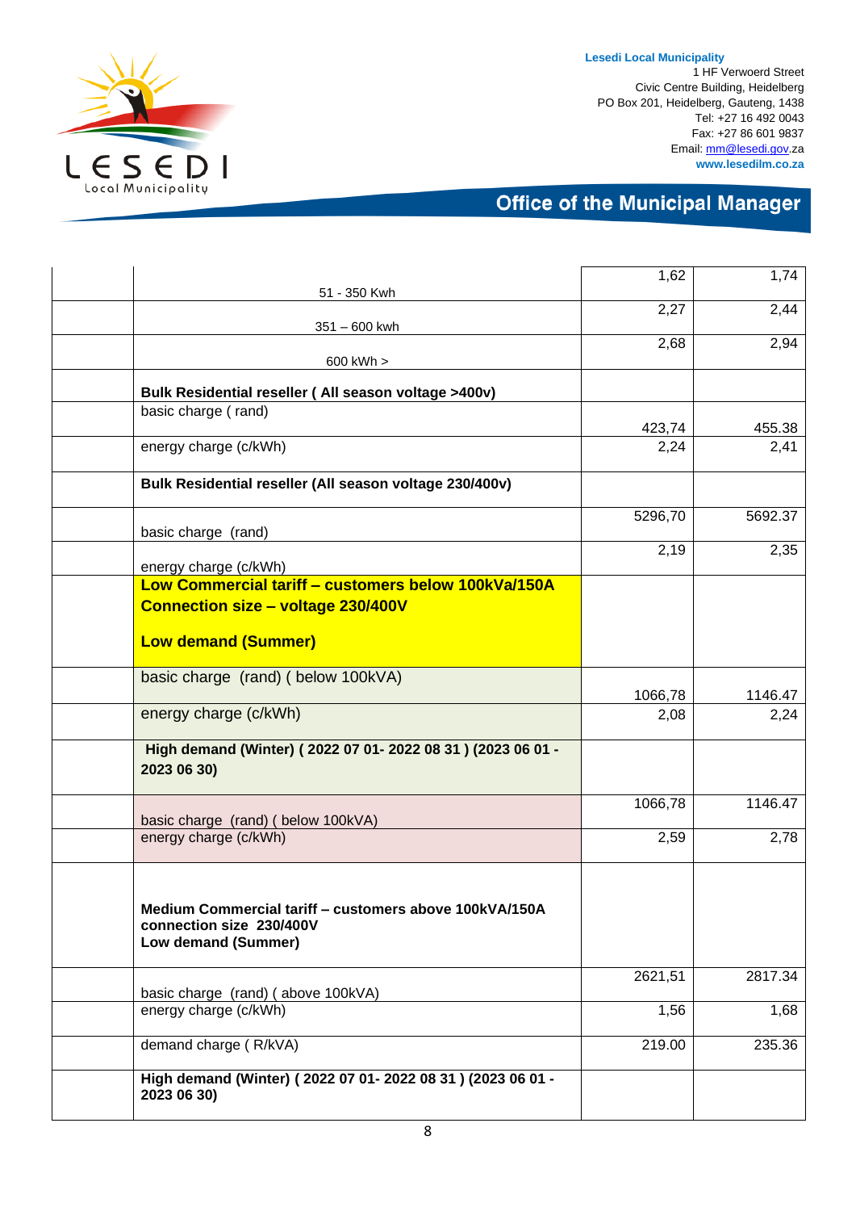| | | | |
|---|---|---|---|
| | 51 - 350 Kwh | 1,62 | 1,74 |
| | 351 – 600 kwh | 2,27 | 2,44 |
| | 600 kWh > | 2,68 | 2,94 |
| | **Bulk Residential reseller ( All season voltage >400v)** | | |
| | basic charge ( rand) | 423,74 | 455.38 |
| | energy charge (c/kWh) | 2,24 | 2,41 |
| | **Bulk Residential reseller (All season voltage 230/400v)** | | |
| | basic charge (rand) | 5296,70 | 5692.37 |
| | energy charge (c/kWh) | 2,19 | 2,35 |
| | **Low Commercial tariff – customers below 100kVa/150A Connection size – voltage 230/400V**<br><br>**Low demand (Summer)** | | |
| | basic charge (rand) ( below 100kVA) | 1066,78 | 1146.47 |
| | energy charge (c/kWh) | 2,08 | 2,24 |
| | **High demand (Winter) ( 2022 07 01- 2022 08 31 ) (2023 06 01 - 2023 06 30)** | | |
| | basic charge (rand) ( below 100kVA) | 1066,78 | 1146.47 |
| | energy charge (c/kWh) | 2,59 | 2,78 |
| | **Medium Commercial tariff – customers above 100kVA/150A connection size 230/400V**<br>**Low demand (Summer)** | | |
| | basic charge (rand) ( above 100kVA) | 2621,51 | 2817.34 |
| | energy charge (c/kWh) | 1,56 | 1,68 |
| | demand charge ( R/kVA) | 219.00 | 235.36 |
| | **High demand (Winter) ( 2022 07 01- 2022 08 31 ) (2023 06 01 - 2023 06 30)** | | |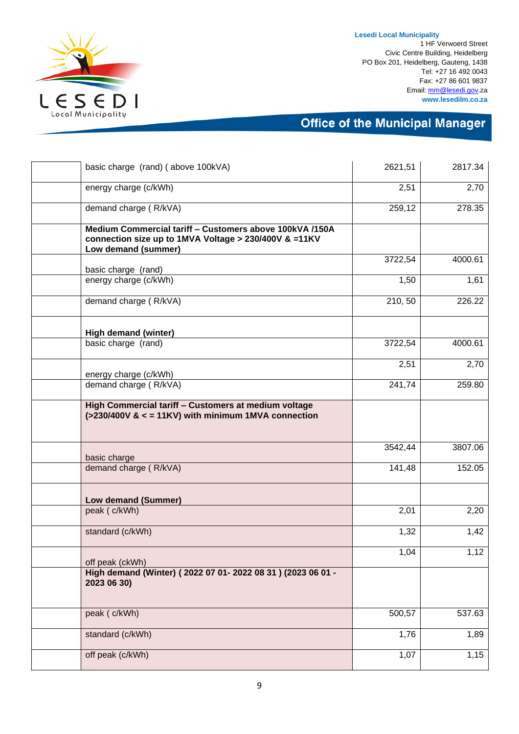| | | | |
|---|---|---|---|
| | basic charge (rand) ( above 100kVA) | 2621,51 | 2817.34 |
| | energy charge (c/kWh) | 2,51 | 2,70 |
| | demand charge ( R/kVA) | 259,12 | 278.35 |
| | **Medium Commercial tariff – Customers above 100kVA /150A connection size up to 1MVA Voltage > 230/400V & =11KV Low demand (summer)** | | |
| | basic charge (rand) | 3722,54 | 4000.61 |
| | energy charge (c/kWh) | 1,50 | 1,61 |
| | demand charge ( R/kVA) | 210, 50 | 226.22 |
| | **High demand (winter)** | | |
| | basic charge (rand) | 3722,54 | 4000.61 |
| | energy charge (c/kWh) | 2,51 | 2,70 |
| | demand charge ( R/kVA) | 241,74 | 259.80 |
| | **High Commercial tariff – Customers at medium voltage (>230/400V & < = 11KV) with minimum 1MVA connection** | | |
| | basic charge | 3542,44 | 3807.06 |
| | demand charge ( R/kVA) | 141,48 | 152.05 |
| | **Low demand (Summer)** | | |
| | peak ( c/kWh) | 2,01 | 2,20 |
| | standard (c/kWh) | 1,32 | 1,42 |
| | off peak (ckWh) | 1,04 | 1,12 |
| | **High demand (Winter) ( 2022 07 01- 2022 08 31 ) (2023 06 01 - 2023 06 30)** | | |
| | peak ( c/kWh) | 500,57 | 537.63 |
| | standard (c/kWh) | 1,76 | 1,89 |
| | off peak (c/kWh) | 1,07 | 1,15 |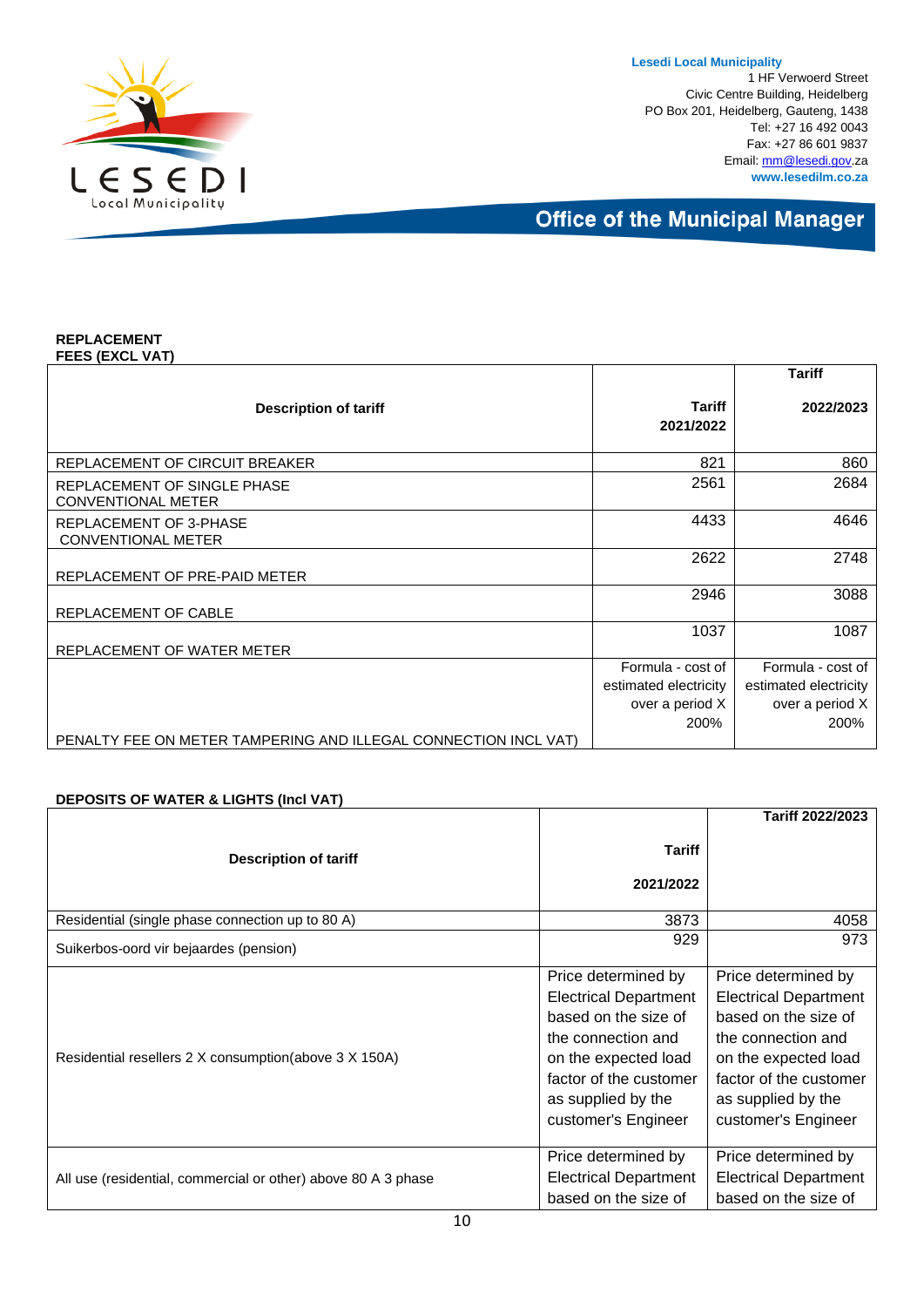**REPLACEMENT FEES (EXCL VAT)**

| Description of tariff | Tariff 2021/2022 | Tariff 2022/2023 |
|---|---|---|
| REPLACEMENT OF CIRCUIT BREAKER | 821 | 860 |
| REPLACEMENT OF SINGLE PHASE CONVENTIONAL METER | 2561 | 2684 |
| REPLACEMENT OF 3-PHASE CONVENTIONAL METER | 4433 | 4646 |
| REPLACEMENT OF PRE-PAID METER | 2622 | 2748 |
| REPLACEMENT OF CABLE | 2946 | 3088 |
| REPLACEMENT OF WATER METER | 1037 | 1087 |
| PENALTY FEE ON METER TAMPERING AND ILLEGAL CONNECTION INCL VAT) | Formula - cost of estimated electricity over a period X 200% | Formula - cost of estimated electricity over a period X 200% |

**DEPOSITS OF WATER & LIGHTS (Incl VAT)**

| Description of tariff | Tariff 2021/2022 | Tariff 2022/2023 |
|---|---|---|
| Residential (single phase connection up to 80 A) | 3873 | 4058 |
| Suikerbos-oord vir bejaardes (pension) | 929 | 973 |
| Residential resellers 2 X consumption(above 3 X 150A) | Price determined by Electrical Department based on the size of the connection and on the expected load factor of the customer as supplied by the customer's Engineer | Price determined by Electrical Department based on the size of the connection and on the expected load factor of the customer as supplied by the customer's Engineer |
| All use (residential, commercial or other) above 80 A 3 phase | Price determined by Electrical Department based on the size of | Price determined by Electrical Department based on the size of |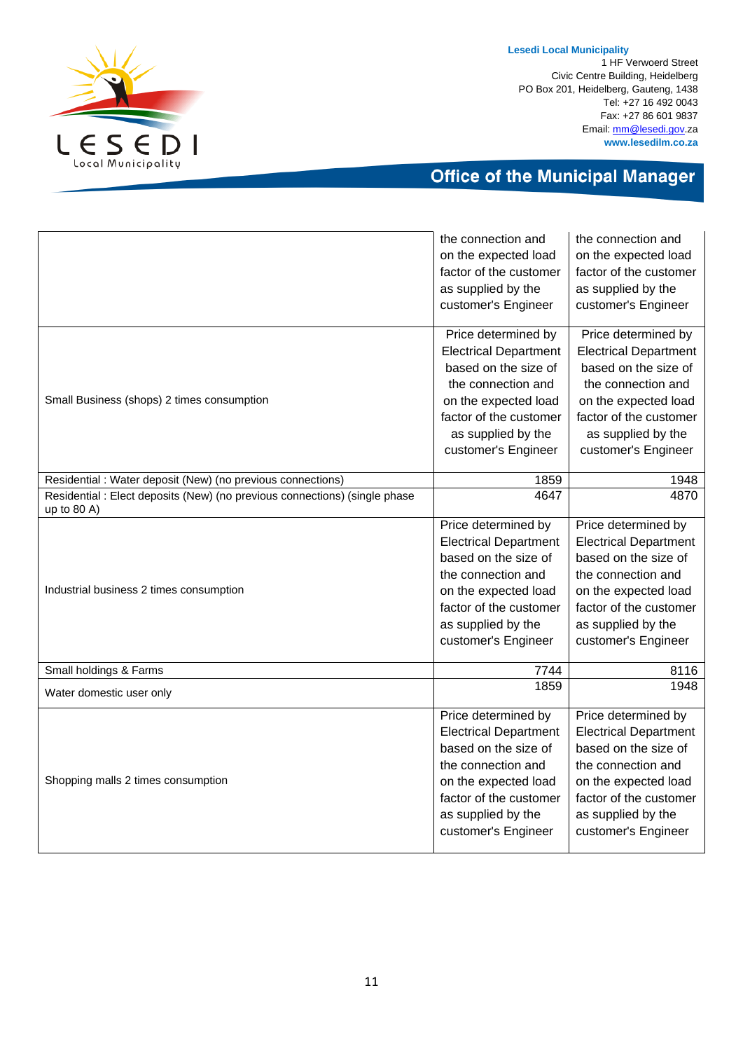|  |  |  |
|---|---|---|
|  | the connection and on the expected load factor of the customer as supplied by the customer's Engineer | the connection and on the expected load factor of the customer as supplied by the customer's Engineer |
| Small Business (shops) 2 times consumption | Price determined by Electrical Department based on the size of the connection and on the expected load factor of the customer as supplied by the customer's Engineer | Price determined by Electrical Department based on the size of the connection and on the expected load factor of the customer as supplied by the customer's Engineer |
| Residential : Water deposit (New) (no previous connections) | 1859 | 1948 |
| Residential : Elect deposits (New) (no previous connections) (single phase up to 80 A) | 4647 | 4870 |
| Industrial business 2 times consumption | Price determined by Electrical Department based on the size of the connection and on the expected load factor of the customer as supplied by the customer's Engineer | Price determined by Electrical Department based on the size of the connection and on the expected load factor of the customer as supplied by the customer's Engineer |
| Small holdings & Farms | 7744 | 8116 |
| Water domestic user only | 1859 | 1948 |
| Shopping malls 2 times consumption | Price determined by Electrical Department based on the size of the connection and on the expected load factor of the customer as supplied by the customer's Engineer | Price determined by Electrical Department based on the size of the connection and on the expected load factor of the customer as supplied by the customer's Engineer |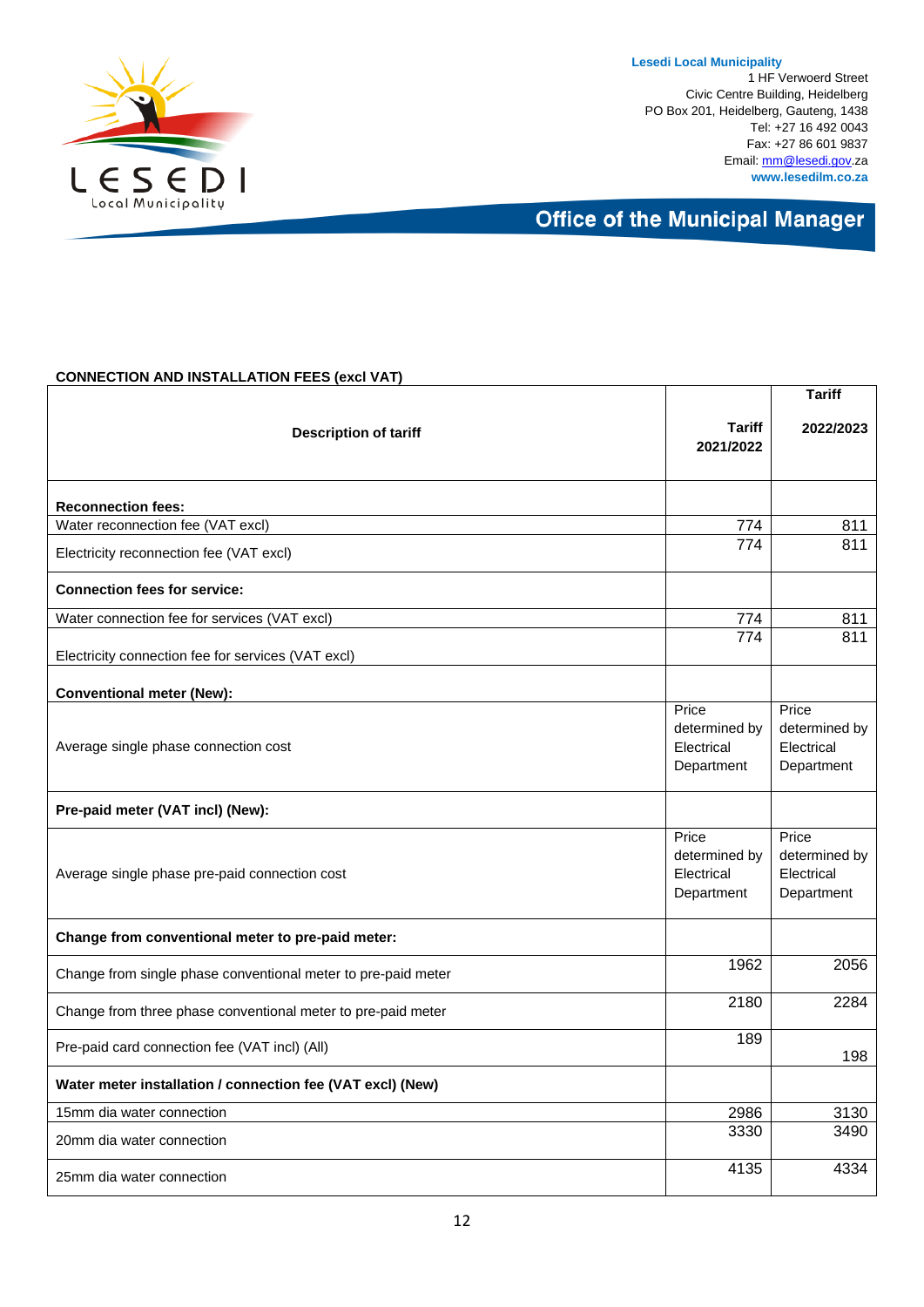Lesedi Local Municipality
1 HF Verwoerd Street
Civic Centre Building, Heidelberg
PO Box 201, Heidelberg, Gauteng, 1438
Tel: +27 16 492 0043
Fax: +27 86 601 9837
Email: mm@lesedi.gov.za
www.lesedilm.co.za

**Office of the Municipal Manager**

**CONNECTION AND INSTALLATION FEES (excl VAT)**

| Description of tariff | Tariff 2021/2022 | Tariff 2022/2023 |
|---|---|---|
| **Reconnection fees:** | | |
| Water reconnection fee (VAT excl) | 774 | 811 |
| Electricity reconnection fee (VAT excl) | 774 | 811 |
| **Connection fees for service:** | | |
| Water connection fee for services (VAT excl) | 774 | 811 |
| Electricity connection fee for services (VAT excl) | 774 | 811 |
| **Conventional meter (New):** | | |
| Average single phase connection cost | Price determined by Electrical Department | Price determined by Electrical Department |
| **Pre-paid meter (VAT incl) (New):** | | |
| Average single phase pre-paid connection cost | Price determined by Electrical Department | Price determined by Electrical Department |
| **Change from conventional meter to pre-paid meter:** | | |
| Change from single phase conventional meter to pre-paid meter | 1962 | 2056 |
| Change from three phase conventional meter to pre-paid meter | 2180 | 2284 |
| Pre-paid card connection fee (VAT incl) (All) | 189 | 198 |
| **Water meter installation / connection fee (VAT excl) (New)** | | |
| 15mm dia water connection | 2986 | 3130 |
| 20mm dia water connection | 3330 | 3490 |
| 25mm dia water connection | 4135 | 4334 |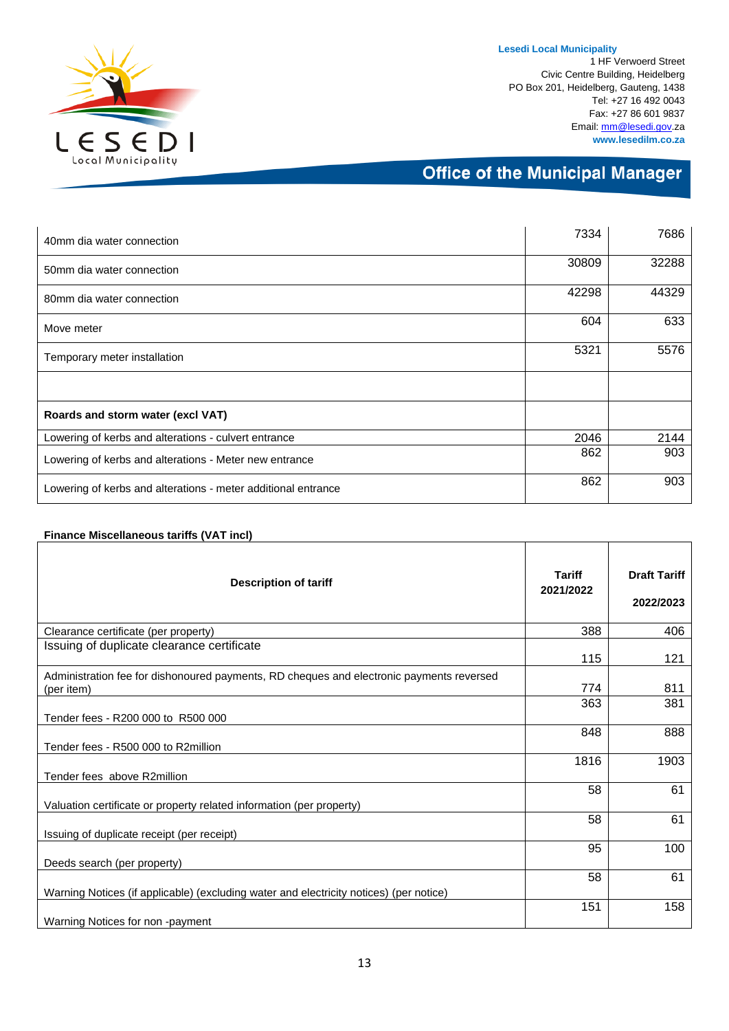| | | |
|---|---|---|
| 40mm dia water connection | 7334 | 7686 |
| 50mm dia water connection | 30809 | 32288 |
| 80mm dia water connection | 42298 | 44329 |
| Move meter | 604 | 633 |
| Temporary meter installation | 5321 | 5576 |
| | | |
| **Roards and storm water (excl VAT)** | | |
| Lowering of kerbs and alterations - culvert entrance | 2046 | 2144 |
| Lowering of kerbs and alterations - Meter new entrance | 862 | 903 |
| Lowering of kerbs and alterations - meter additional entrance | 862 | 903 |

**Finance Miscellaneous tariffs (VAT incl)**

| Description of tariff | Tariff 2021/2022 | Draft Tariff 2022/2023 |
|---|---|---|
| Clearance certificate (per property) | 388 | 406 |
| Issuing of duplicate clearance certificate | 115 | 121 |
| Administration fee for dishonoured payments, RD cheques and electronic payments reversed (per item) | 774 | 811 |
| Tender fees - R200 000 to R500 000 | 363 | 381 |
| Tender fees - R500 000 to R2million | 848 | 888 |
| Tender fees above R2million | 1816 | 1903 |
| Valuation certificate or property related information (per property) | 58 | 61 |
| Issuing of duplicate receipt (per receipt) | 58 | 61 |
| Deeds search (per property) | 95 | 100 |
| Warning Notices (if applicable) (excluding water and electricity notices) (per notice) | 58 | 61 |
| Warning Notices for non -payment | 151 | 158 |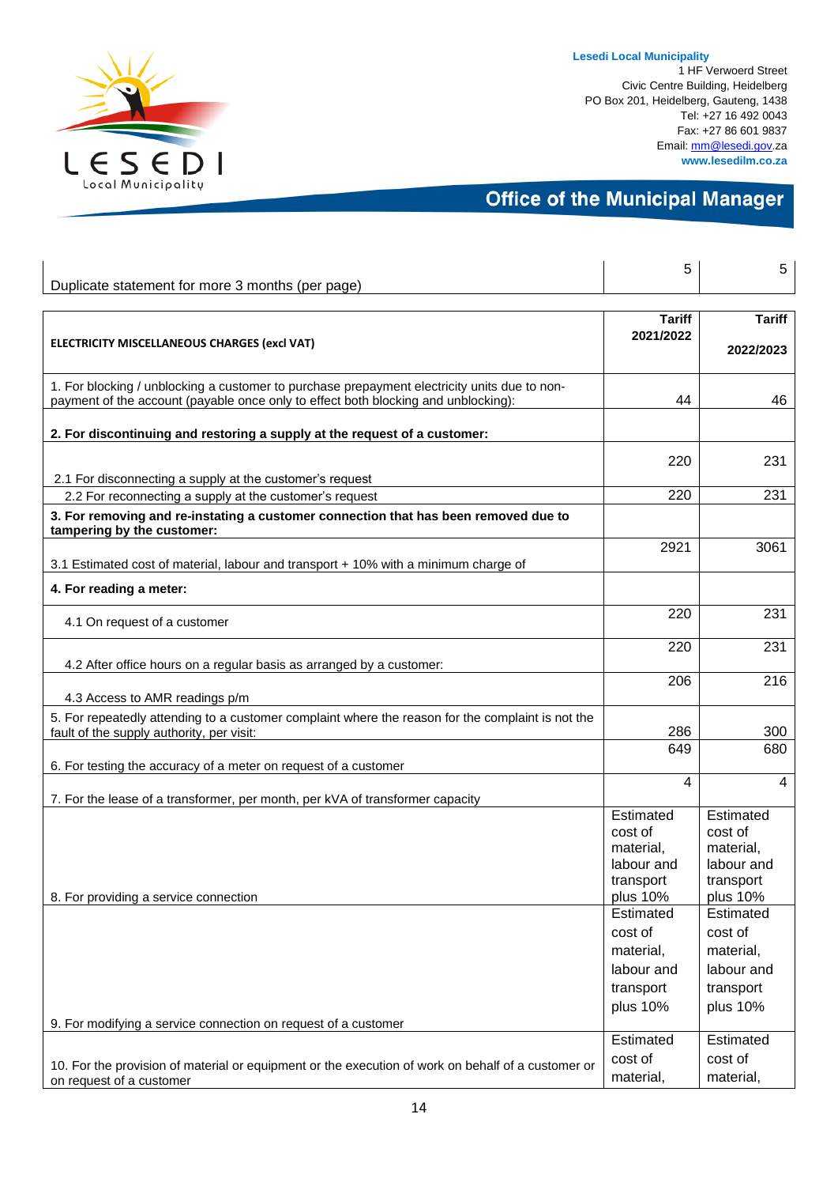| Duplicate statement for more 3 months (per page) | 5 | 5 |
|---|---|---|

| **ELECTRICITY MISCELLANEOUS CHARGES (excl VAT)** | **Tariff 2021/2022** | **Tariff 2022/2023** |
|---|---|---|
| 1. For blocking / unblocking a customer to purchase prepayment electricity units due to non-payment of the account (payable once only to effect both blocking and unblocking): | 44 | 46 |
| **2. For discontinuing and restoring a supply at the request of a customer:** | | |
| 2.1 For disconnecting a supply at the customer's request | 220 | 231 |
| 2.2 For reconnecting a supply at the customer's request | 220 | 231 |
| **3. For removing and re-instating a customer connection that has been removed due to tampering by the customer:** | | |
| 3.1 Estimated cost of material, labour and transport + 10% with a minimum charge of | 2921 | 3061 |
| **4. For reading a meter:** | | |
| 4.1 On request of a customer | 220 | 231 |
| 4.2 After office hours on a regular basis as arranged by a customer: | 220 | 231 |
| 4.3 Access to AMR readings p/m | 206 | 216 |
| 5. For repeatedly attending to a customer complaint where the reason for the complaint is not the fault of the supply authority, per visit: | 286 | 300 |
| 6. For testing the accuracy of a meter on request of a customer | 649 | 680 |
| 7. For the lease of a transformer, per month, per kVA of transformer capacity | 4 | 4 |
| 8. For providing a service connection | Estimated cost of material, labour and transport plus 10% | Estimated cost of material, labour and transport plus 10% |
| 9. For modifying a service connection on request of a customer | Estimated cost of material, labour and transport plus 10% | Estimated cost of material, labour and transport plus 10% |
| 10. For the provision of material or equipment or the execution of work on behalf of a customer or on request of a customer | Estimated cost of material, | Estimated cost of material, |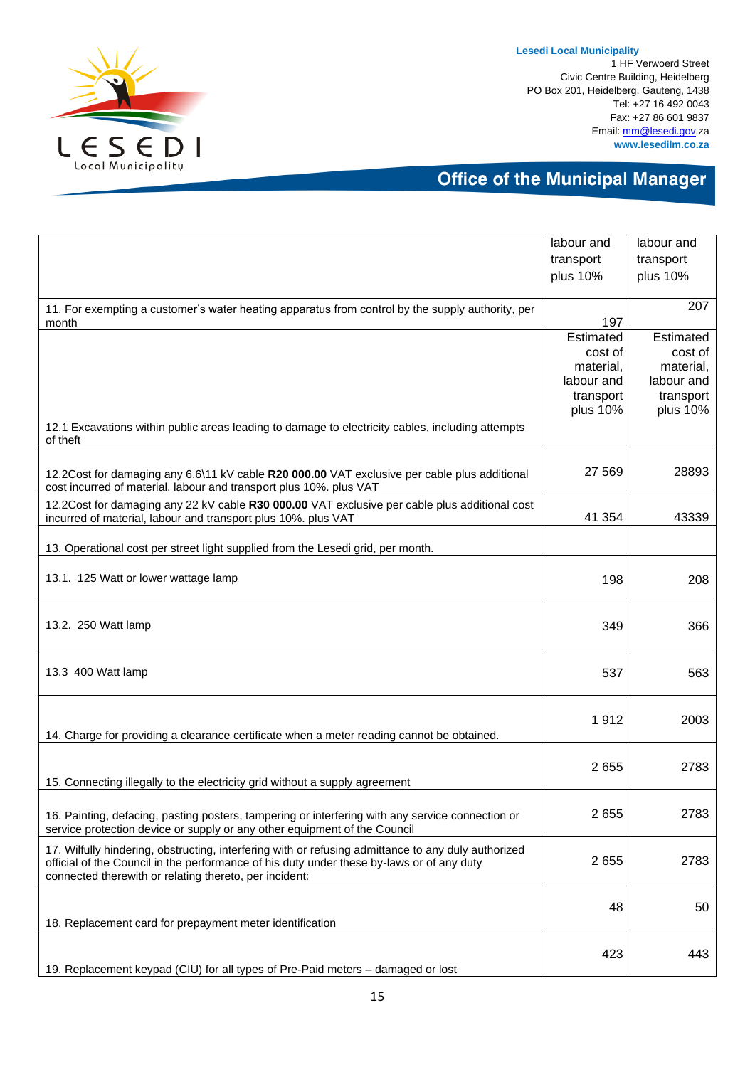Lesedi Local Municipality
1 HF Verwoerd Street
Civic Centre Building, Heidelberg
PO Box 201, Heidelberg, Gauteng, 1438
Tel: +27 16 492 0043
Fax: +27 86 601 9837
Email: mm@lesedi.gov.za
www.lesedilm.co.za

## Office of the Municipal Manager

| | | |
|---|---|---|
| | labour and transport plus 10% | labour and transport plus 10% |
| 11. For exempting a customer's water heating apparatus from control by the supply authority, per month | 197 | 207 |
| 12.1 Excavations within public areas leading to damage to electricity cables, including attempts of theft | Estimated cost of material, labour and transport plus 10% | Estimated cost of material, labour and transport plus 10% |
| 12.2Cost for damaging any 6.6\11 kV cable **R20 000.00** VAT exclusive per cable plus additional cost incurred of material, labour and transport plus 10%. plus VAT | 27 569 | 28893 |
| 12.2Cost for damaging any 22 kV cable **R30 000.00** VAT exclusive per cable plus additional cost incurred of material, labour and transport plus 10%. plus VAT | 41 354 | 43339 |
| 13. Operational cost per street light supplied from the Lesedi grid, per month. | | |
| 13.1. 125 Watt or lower wattage lamp | 198 | 208 |
| 13.2. 250 Watt lamp | 349 | 366 |
| 13.3 400 Watt lamp | 537 | 563 |
| 14. Charge for providing a clearance certificate when a meter reading cannot be obtained. | 1 912 | 2003 |
| 15. Connecting illegally to the electricity grid without a supply agreement | 2 655 | 2783 |
| 16. Painting, defacing, pasting posters, tampering or interfering with any service connection or service protection device or supply or any other equipment of the Council | 2 655 | 2783 |
| 17. Wilfully hindering, obstructing, interfering with or refusing admittance to any duly authorized official of the Council in the performance of his duty under these by-laws or of any duty connected therewith or relating thereto, per incident: | 2 655 | 2783 |
| 18. Replacement card for prepayment meter identification | 48 | 50 |
| 19. Replacement keypad (CIU) for all types of Pre-Paid meters – damaged or lost | 423 | 443 |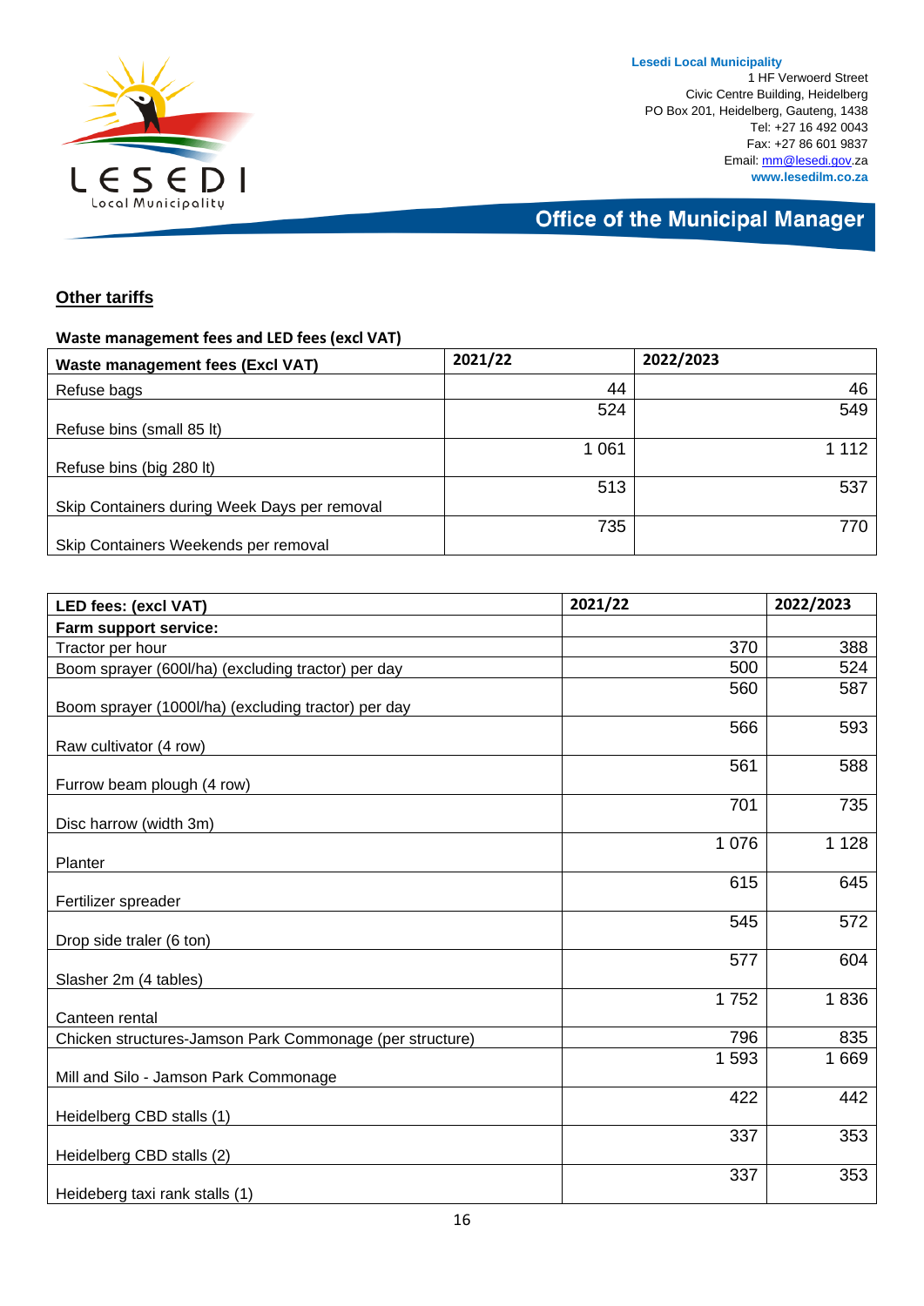## Other tariffs

**Waste management fees and LED fees (excl VAT)**

| Waste management fees (Excl VAT) | 2021/22 | 2022/2023 |
|---|---|---|
| Refuse bags | 44 | 46 |
| Refuse bins (small 85 lt) | 524 | 549 |
| Refuse bins (big 280 lt) | 1 061 | 1 112 |
| Skip Containers during Week Days per removal | 513 | 537 |
| Skip Containers Weekends per removal | 735 | 770 |

| LED fees: (excl VAT) | 2021/22 | 2022/2023 |
|---|---|---|
| **Farm support service:** | | |
| Tractor per hour | 370 | 388 |
| Boom sprayer (600l/ha) (excluding tractor) per day | 500 | 524 |
| Boom sprayer (1000l/ha) (excluding tractor) per day | 560 | 587 |
| Raw cultivator (4 row) | 566 | 593 |
| Furrow beam plough (4 row) | 561 | 588 |
| Disc harrow (width 3m) | 701 | 735 |
| Planter | 1 076 | 1 128 |
| Fertilizer spreader | 615 | 645 |
| Drop side traler (6 ton) | 545 | 572 |
| Slasher 2m (4 tables) | 577 | 604 |
| Canteen rental | 1 752 | 1 836 |
| Chicken structures-Jamson Park Commonage (per structure) | 796 | 835 |
| Mill and Silo - Jamson Park Commonage | 1 593 | 1 669 |
| Heidelberg CBD stalls (1) | 422 | 442 |
| Heidelberg CBD stalls (2) | 337 | 353 |
| Heideberg taxi rank stalls (1) | 337 | 353 |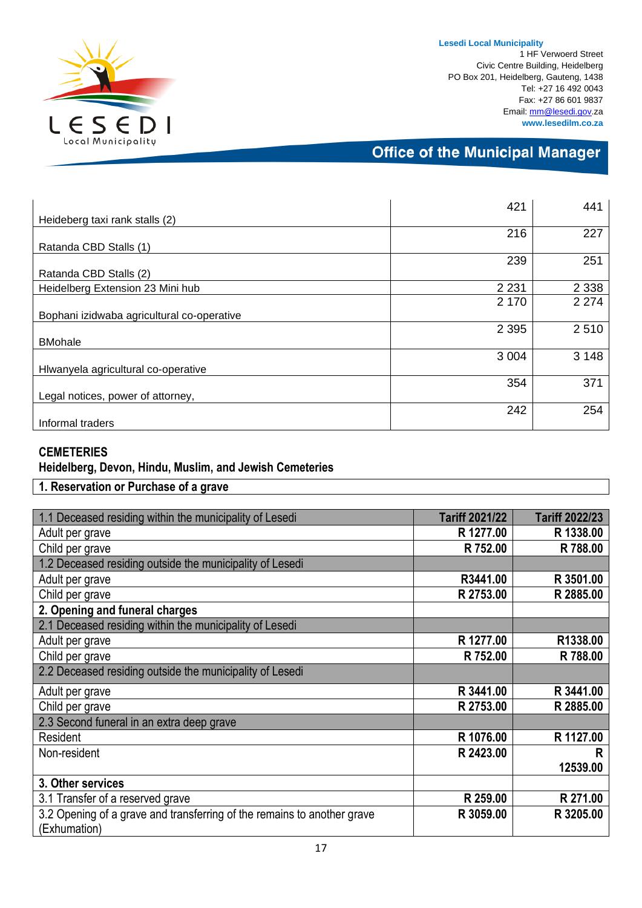| | | |
|---|---|---|
| Heideberg taxi rank stalls (2) | 421 | 441 |
| Ratanda CBD Stalls (1) | 216 | 227 |
| Ratanda CBD Stalls (2) | 239 | 251 |
| Heidelberg Extension 23 Mini hub | 2 231 | 2 338 |
| Bophani izidwaba agricultural co-operative | 2 170 | 2 274 |
| BMohale | 2 395 | 2 510 |
| Hlwanyela agricultural co-operative | 3 004 | 3 148 |
| Legal notices, power of attorney, | 354 | 371 |
| Informal traders | 242 | 254 |

**CEMETERIES**

**Heidelberg, Devon, Hindu, Muslim, and Jewish Cemeteries**

**1. Reservation or Purchase of a grave**

| 1.1 Deceased residing within the municipality of Lesedi | Tariff 2021/22 | Tariff 2022/23 |
|---|---|---|
| Adult per grave | R 1277.00 | R 1338.00 |
| Child per grave | R 752.00 | R 788.00 |
| 1.2 Deceased residing outside the municipality of Lesedi | | |
| Adult per grave | R3441.00 | R 3501.00 |
| Child per grave | R 2753.00 | R 2885.00 |
| **2. Opening and funeral charges** | | |
| 2.1 Deceased residing within the municipality of Lesedi | | |
| Adult per grave | R 1277.00 | R1338.00 |
| Child per grave | R 752.00 | R 788.00 |
| 2.2 Deceased residing outside the municipality of Lesedi | | |
| Adult per grave | R 3441.00 | R 3441.00 |
| Child per grave | R 2753.00 | R 2885.00 |
| 2.3 Second funeral in an extra deep grave | | |
| Resident | R 1076.00 | R 1127.00 |
| Non-resident | R 2423.00 | R 12539.00 |
| **3. Other services** | | |
| 3.1 Transfer of a reserved grave | R 259.00 | R 271.00 |
| 3.2 Opening of a grave and transferring of the remains to another grave (Exhumation) | R 3059.00 | R 3205.00 |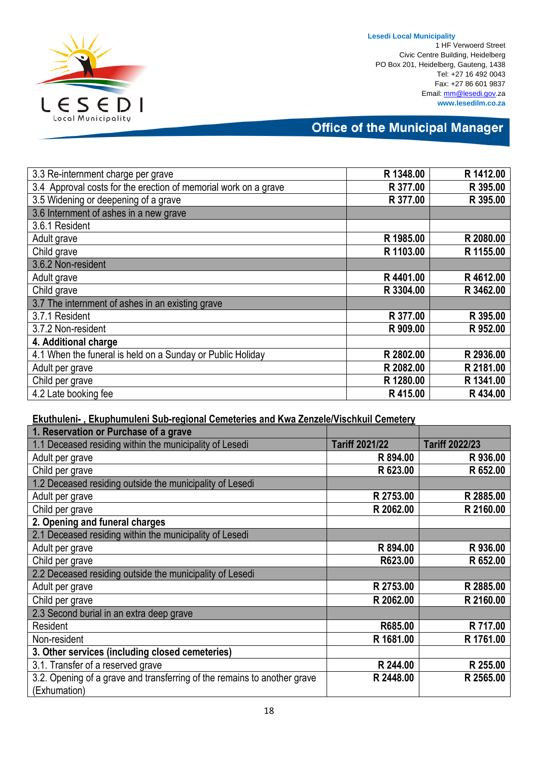| | | |
|---|---|---|
| 3.3 Re-internment charge per grave | R 1348.00 | R 1412.00 |
| 3.4 Approval costs for the erection of memorial work on a grave | R 377.00 | R 395.00 |
| 3.5 Widening or deepening of a grave | R 377.00 | R 395.00 |
| 3.6 Internment of ashes in a new grave | | |
| 3.6.1 Resident | | |
| Adult grave | R 1985.00 | R 2080.00 |
| Child grave | R 1103.00 | R 1155.00 |
| 3.6.2 Non-resident | | |
| Adult grave | R 4401.00 | R 4612.00 |
| Child grave | R 3304.00 | R 3462.00 |
| 3.7 The internment of ashes in an existing grave | | |
| 3.7.1 Resident | R 377.00 | R 395.00 |
| 3.7.2 Non-resident | R 909.00 | R 952.00 |
| **4. Additional charge** | | |
| 4.1 When the funeral is held on a Sunday or Public Holiday | R 2802.00 | R 2936.00 |
| Adult per grave | R 2082.00 | R 2181.00 |
| Child per grave | R 1280.00 | R 1341.00 |
| 4.2 Late booking fee | R 415.00 | R 434.00 |

**Ekuthuleni- , Ekuphumuleni Sub-regional Cemeteries and Kwa Zenzele/Vischkuil Cemetery**

| **1. Reservation or Purchase of a grave** | | |
|---|---|---|
| 1.1 Deceased residing within the municipality of Lesedi | **Tariff 2021/22** | **Tariff 2022/23** |
| Adult per grave | R 894.00 | R 936.00 |
| Child per grave | R 623.00 | R 652.00 |
| 1.2 Deceased residing outside the municipality of Lesedi | | |
| Adult per grave | R 2753.00 | R 2885.00 |
| Child per grave | R 2062.00 | R 2160.00 |
| **2. Opening and funeral charges** | | |
| 2.1 Deceased residing within the municipality of Lesedi | | |
| Adult per grave | R 894.00 | R 936.00 |
| Child per grave | R623.00 | R 652.00 |
| 2.2 Deceased residing outside the municipality of Lesedi | | |
| Adult per grave | R 2753.00 | R 2885.00 |
| Child per grave | R 2062.00 | R 2160.00 |
| 2.3 Second burial in an extra deep grave | | |
| Resident | R685.00 | R 717.00 |
| Non-resident | R 1681.00 | R 1761.00 |
| **3. Other services (including closed cemeteries)** | | |
| 3.1. Transfer of a reserved grave | R 244.00 | R 255.00 |
| 3.2. Opening of a grave and transferring of the remains to another grave (Exhumation) | R 2448.00 | R 2565.00 |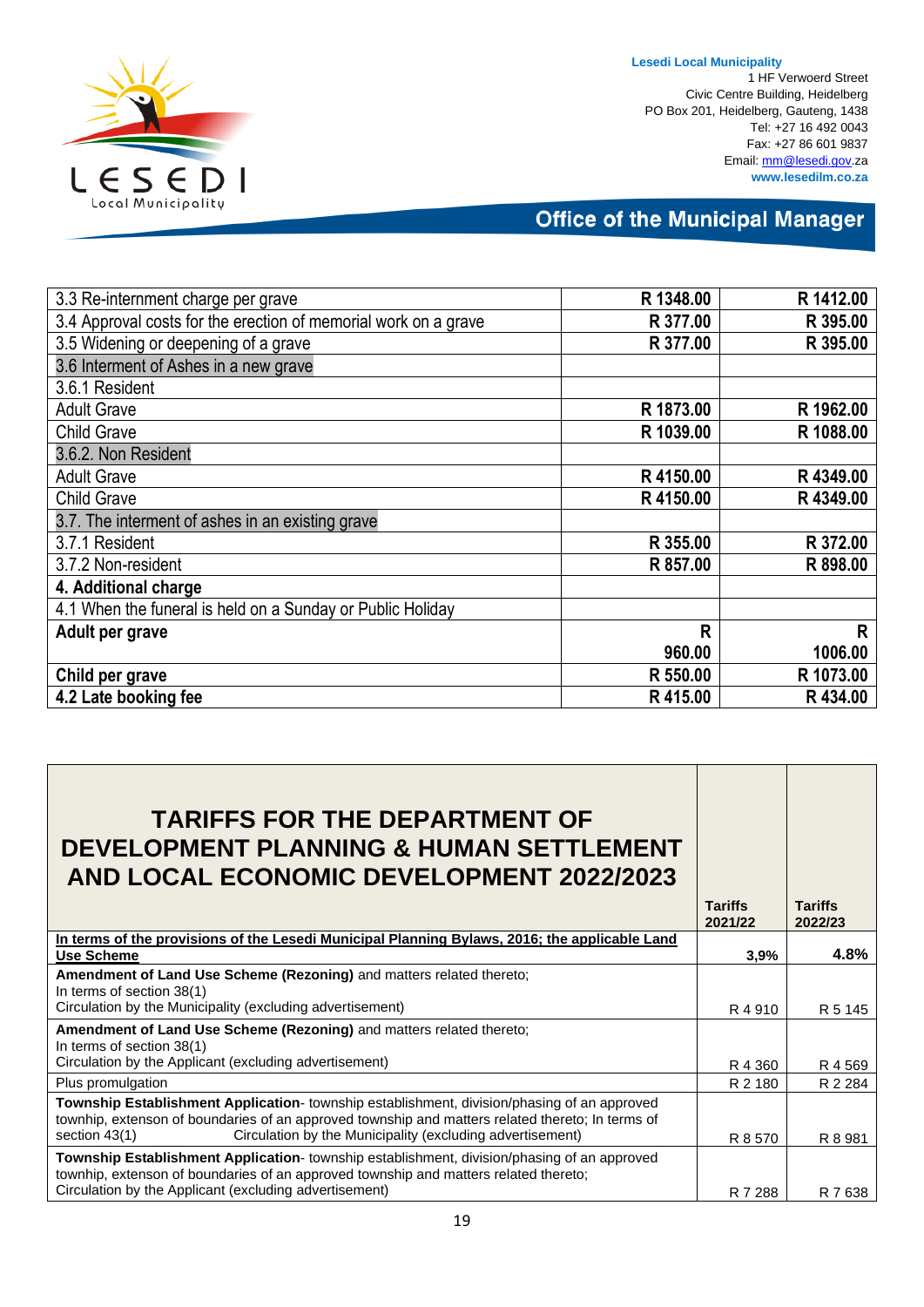| | | |
|---|---|---|
| 3.3 Re-internment charge per grave | R 1348.00 | R 1412.00 |
| 3.4 Approval costs for the erection of memorial work on a grave | R 377.00 | R 395.00 |
| 3.5 Widening or deepening of a grave | R 377.00 | R 395.00 |
| 3.6 Interment of Ashes in a new grave | | |
| 3.6.1 Resident | | |
| Adult Grave | R 1873.00 | R 1962.00 |
| Child Grave | R 1039.00 | R 1088.00 |
| 3.6.2. Non Resident | | |
| Adult Grave | R 4150.00 | R 4349.00 |
| Child Grave | R 4150.00 | R 4349.00 |
| 3.7. The interment of ashes in an existing grave | | |
| 3.7.1 Resident | R 355.00 | R 372.00 |
| 3.7.2 Non-resident | R 857.00 | R 898.00 |
| **4. Additional charge** | | |
| 4.1 When the funeral is held on a Sunday or Public Holiday | | |
| **Adult per grave** | **R 960.00** | **R 1006.00** |
| **Child per grave** | **R 550.00** | **R 1073.00** |
| **4.2 Late booking fee** | **R 415.00** | **R 434.00** |

| **TARIFFS FOR THE DEPARTMENT OF DEVELOPMENT PLANNING & HUMAN SETTLEMENT AND LOCAL ECONOMIC DEVELOPMENT 2022/2023** | **Tariffs 2021/22** | **Tariffs 2022/23** |
|---|---|---|
| **In terms of the provisions of the Lesedi Municipal Planning Bylaws, 2016; the applicable Land Use Scheme** | **3,9%** | **4.8%** |
| **Amendment of Land Use Scheme (Rezoning)** and matters related thereto; In terms of section 38(1) Circulation by the Municipality (excluding advertisement) | R 4 910 | R 5 145 |
| **Amendment of Land Use Scheme (Rezoning)** and matters related thereto; In terms of section 38(1) Circulation by the Applicant (excluding advertisement) | R 4 360 | R 4 569 |
| Plus promulgation | R 2 180 | R 2 284 |
| **Township Establishment Application**- township establishment, division/phasing of an approved township, extenson of boundaries of an approved township and matters related thereto; In terms of section 43(1) Circulation by the Municipality (excluding advertisement) | R 8 570 | R 8 981 |
| **Township Establishment Application**- township establishment, division/phasing of an approved township, extenson of boundaries of an approved township and matters related thereto; Circulation by the Applicant (excluding advertisement) | R 7 288 | R 7 638 |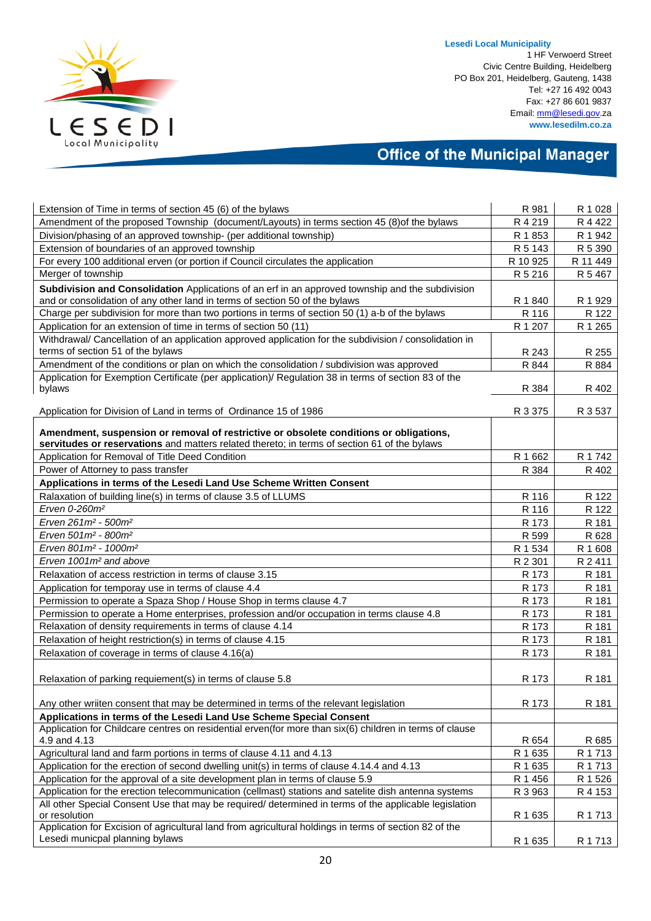| | | |
|---|---|---|
| Extension of Time in terms of section 45 (6) of the bylaws | R 981 | R 1 028 |
| Amendment of the proposed Township (document/Layouts) in terms section 45 (8)of the bylaws | R 4 219 | R 4 422 |
| Division/phasing of an approved township- (per additional township) | R 1 853 | R 1 942 |
| Extension of boundaries of an approved township | R 5 143 | R 5 390 |
| For every 100 additional erven (or portion if Council circulates the application | R 10 925 | R 11 449 |
| Merger of township | R 5 216 | R 5 467 |
| **Subdivision and Consolidation** Applications of an erf in an approved township and the subdivision and or consolidation of any other land in terms of section 50 of the bylaws | R 1 840 | R 1 929 |
| Charge per subdivision for more than two portions in terms of section 50 (1) a-b of the bylaws | R 116 | R 122 |
| Application for an extension of time in terms of section 50 (11) | R 1 207 | R 1 265 |
| Withdrawal/ Cancellation of an application approved application for the subdivision / consolidation in terms of section 51 of the bylaws | R 243 | R 255 |
| Amendment of the conditions or plan on which the consolidation / subdivision was approved | R 844 | R 884 |
| Application for Exemption Certificate (per application)/ Regulation 38 in terms of section 83 of the bylaws | R 384 | R 402 |
| Application for Division of Land in terms of Ordinance 15 of 1986 | R 3 375 | R 3 537 |
| **Amendment, suspension or removal of restrictive or obsolete conditions or obligations, servitudes or reservations** and matters related thereto; in terms of section 61 of the bylaws | | |
| Application for Removal of Title Deed Condition | R 1 662 | R 1 742 |
| Power of Attorney to pass transfer | R 384 | R 402 |
| **Applications in terms of the Lesedi Land Use Scheme Written Consent** | | |
| Ralaxation of building line(s) in terms of clause 3.5 of LLUMS | R 116 | R 122 |
| *Erven 0-260m²* | R 116 | R 122 |
| *Erven 261m² - 500m²* | R 173 | R 181 |
| *Erven 501m² - 800m²* | R 599 | R 628 |
| *Erven 801m² - 1000m²* | R 1 534 | R 1 608 |
| *Erven 1001m² and above* | R 2 301 | R 2 411 |
| Relaxation of access restriction in terms of clause 3.15 | R 173 | R 181 |
| Application for temporay use in terms of clause 4.4 | R 173 | R 181 |
| Permission to operate a Spaza Shop / House Shop in terms clause 4.7 | R 173 | R 181 |
| Permission to operate a Home enterprises, profession and/or occupation in terms clause 4.8 | R 173 | R 181 |
| Relaxation of density requirements in terms of clause 4.14 | R 173 | R 181 |
| Relaxation of height restriction(s) in terms of clause 4.15 | R 173 | R 181 |
| Relaxation of coverage in terms of clause 4.16(a) | R 173 | R 181 |
| Relaxation of parking requiement(s) in terms of clause 5.8 | R 173 | R 181 |
| Any other wriiten consent that may be determined in terms of the relevant legislation | R 173 | R 181 |
| **Applications in terms of the Lesedi Land Use Scheme Special Consent** | | |
| Application for Childcare centres on residential erven(for more than six(6) children in terms of clause 4.9 and 4.13 | R 654 | R 685 |
| Agricultural land and farm portions in terms of clause 4.11 and 4.13 | R 1 635 | R 1 713 |
| Application for the erection of second dwelling unit(s) in terms of clause 4.14.4 and 4.13 | R 1 635 | R 1 713 |
| Application for the approval of a site development plan in terms of clause 5.9 | R 1 456 | R 1 526 |
| Application for the erection telecommunication (cellmast) stations and satelite dish antenna systems | R 3 963 | R 4 153 |
| All other Special Consent Use that may be required/ determined in terms of the applicable legislation or resolution | R 1 635 | R 1 713 |
| Application for Excision of agricultural land from agricultural holdings in terms of section 82 of the Lesedi municpal planning bylaws | R 1 635 | R 1 713 |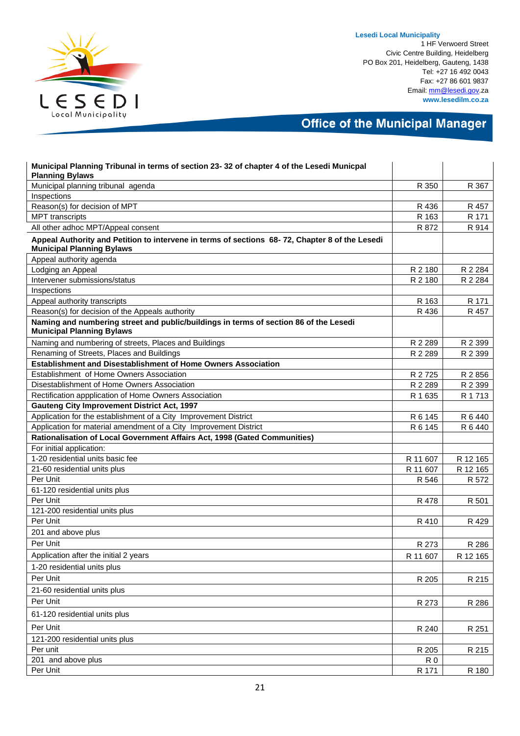| Municipal Planning Tribunal in terms of section 23- 32 of chapter 4 of the Lesedi Municpal Planning Bylaws | | |
|---|---|---|
| Municipal planning tribunal agenda | R 350 | R 367 |
| Inspections | | |
| Reason(s) for decision of MPT | R 436 | R 457 |
| MPT transcripts | R 163 | R 171 |
| All other adhoc MPT/Appeal consent | R 872 | R 914 |
| **Appeal Authority and Petition to intervene in terms of sections 68- 72, Chapter 8 of the Lesedi Municipal Planning Bylaws** | | |
| Appeal authority agenda | | |
| Lodging an Appeal | R 2 180 | R 2 284 |
| Intervener submissions/status | R 2 180 | R 2 284 |
| Inspections | | |
| Appeal authority transcripts | R 163 | R 171 |
| Reason(s) for decision of the Appeals authority | R 436 | R 457 |
| **Naming and numbering street and public/buildings in terms of section 86 of the Lesedi Municipal Planning Bylaws** | | |
| Naming and numbering of streets, Places and Buildings | R 2 289 | R 2 399 |
| Renaming of Streets, Places and Buildings | R 2 289 | R 2 399 |
| **Establishment and Disestablishment of Home Owners Association** | | |
| Establishment of Home Owners Association | R 2 725 | R 2 856 |
| Disestablishment of Home Owners Association | R 2 289 | R 2 399 |
| Rectification appplication of Home Owners Association | R 1 635 | R 1 713 |
| **Gauteng City Improvement District Act, 1997** | | |
| Application for the establishment of a City Improvement District | R 6 145 | R 6 440 |
| Application for material amendment of a City Improvement District | R 6 145 | R 6 440 |
| **Rationalisation of Local Government Affairs Act, 1998 (Gated Communities)** | | |
| For initial application: | | |
| 1-20 residential units basic fee | R 11 607 | R 12 165 |
| 21-60 residential units plus | R 11 607 | R 12 165 |
| Per Unit | R 546 | R 572 |
| 61-120 residential units plus | | |
| Per Unit | R 478 | R 501 |
| 121-200 residential units plus | | |
| Per Unit | R 410 | R 429 |
| 201 and above plus | | |
| Per Unit | R 273 | R 286 |
| Application after the initial 2 years | R 11 607 | R 12 165 |
| 1-20 residential units plus | | |
| Per Unit | R 205 | R 215 |
| 21-60 residential units plus | | |
| Per Unit | R 273 | R 286 |
| 61-120 residential units plus | | |
| Per Unit | R 240 | R 251 |
| 121-200 residential units plus | | |
| Per unit | R 205 | R 215 |
| 201 and above plus | R 0 | |
| Per Unit | R 171 | R 180 |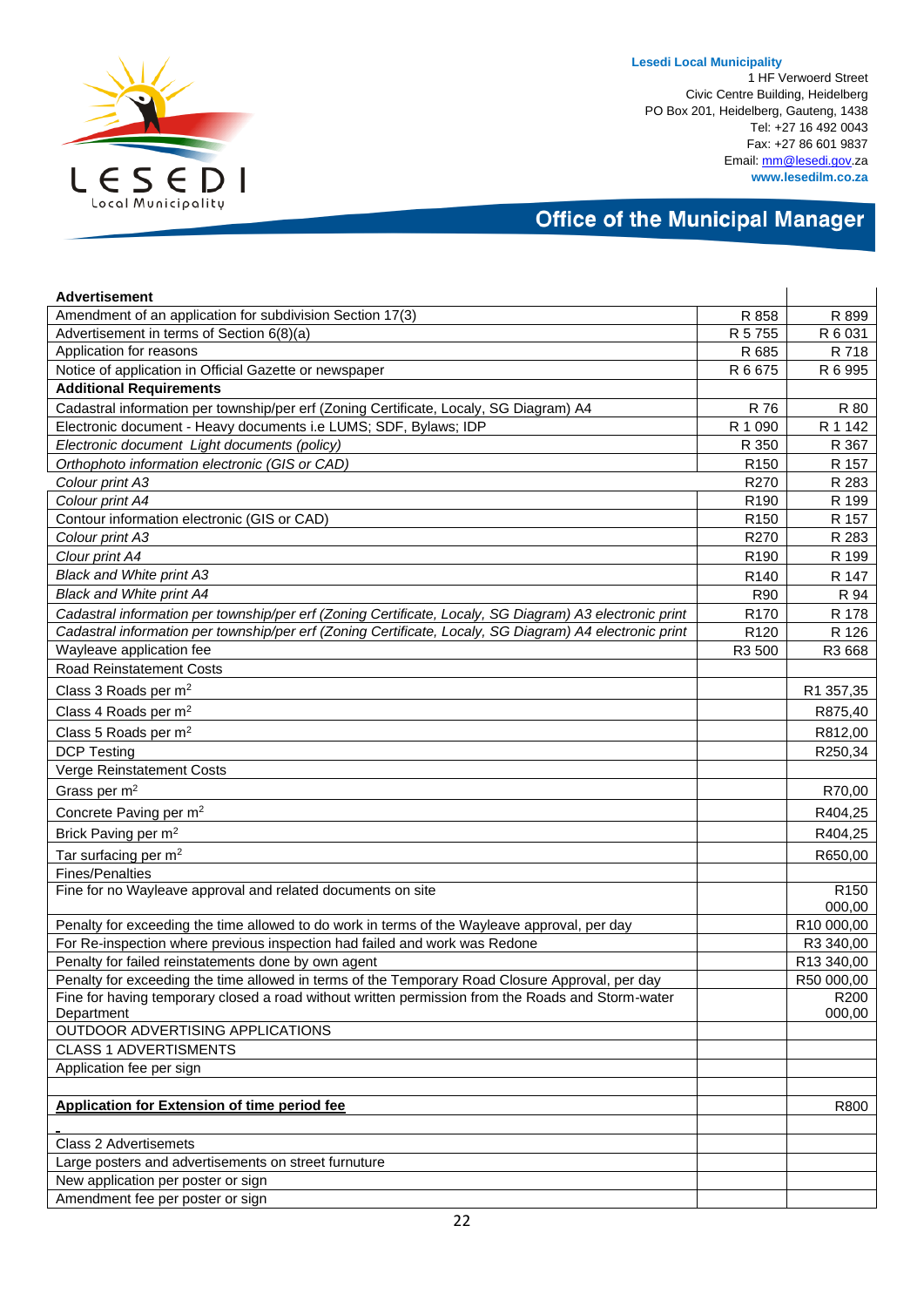**Lesedi Local Municipality**
1 HF Verwoerd Street
Civic Centre Building, Heidelberg
PO Box 201, Heidelberg, Gauteng, 1438
Tel: +27 16 492 0043
Fax: +27 86 601 9837
Email: mm@lesedi.gov.za
www.lesedilm.co.za

## Office of the Municipal Manager

| **Advertisement** | | |
|---|---|---|
| Amendment of an application for subdivision Section 17(3) | R 858 | R 899 |
| Advertisement in terms of Section 6(8)(a) | R 5 755 | R 6 031 |
| Application for reasons | R 685 | R 718 |
| Notice of application in Official Gazette or newspaper | R 6 675 | R 6 995 |
| **Additional Requirements** | | |
| Cadastral information per township/per erf (Zoning Certificate, Localy, SG Diagram) A4 | R 76 | R 80 |
| Electronic document - Heavy documents i.e LUMS; SDF, Bylaws; IDP | R 1 090 | R 1 142 |
| *Electronic document Light documents (policy)* | R 350 | R 367 |
| *Orthophoto information electronic (GIS or CAD)* | R150 | R 157 |
| *Colour print A3* | R270 | R 283 |
| *Colour print A4* | R190 | R 199 |
| Contour information electronic (GIS or CAD) | R150 | R 157 |
| *Colour print A3* | R270 | R 283 |
| *Clour print A4* | R190 | R 199 |
| *Black and White print A3* | R140 | R 147 |
| *Black and White print A4* | R90 | R 94 |
| *Cadastral information per township/per erf (Zoning Certificate, Localy, SG Diagram) A3 electronic print* | R170 | R 178 |
| *Cadastral information per township/per erf (Zoning Certificate, Localy, SG Diagram) A4 electronic print* | R120 | R 126 |
| Wayleave application fee | R3 500 | R3 668 |
| Road Reinstatement Costs | | |
| Class 3 Roads per m$^2$ | | R1 357,35 |
| Class 4 Roads per m$^2$ | | R875,40 |
| Class 5 Roads per m$^2$ | | R812,00 |
| DCP Testing | | R250,34 |
| Verge Reinstatement Costs | | |
| Grass per m$^2$ | | R70,00 |
| Concrete Paving per m$^2$ | | R404,25 |
| Brick Paving per m$^2$ | | R404,25 |
| Tar surfacing per m$^2$ | | R650,00 |
| Fines/Penalties | | |
| Fine for no Wayleave approval and related documents on site | | R150 000,00 |
| Penalty for exceeding the time allowed to do work in terms of the Wayleave approval, per day | | R10 000,00 |
| For Re-inspection where previous inspection had failed and work was Redone | | R3 340,00 |
| Penalty for failed reinstatements done by own agent | | R13 340,00 |
| Penalty for exceeding the time allowed in terms of the Temporary Road Closure Approval, per day | | R50 000,00 |
| Fine for having temporary closed a road without written permission from the Roads and Storm-water Department | | R200 000,00 |
| OUTDOOR ADVERTISING APPLICATIONS | | |
| CLASS 1 ADVERTISMENTS | | |
| Application fee per sign | | |
| | | |
| **Application for Extension of time period fee** | | R800 |
| - | | |
| Class 2 Advertisemets | | |
| Large posters and advertisements on street furnuture | | |
| New application per poster or sign | | |
| Amendment fee per poster or sign | | |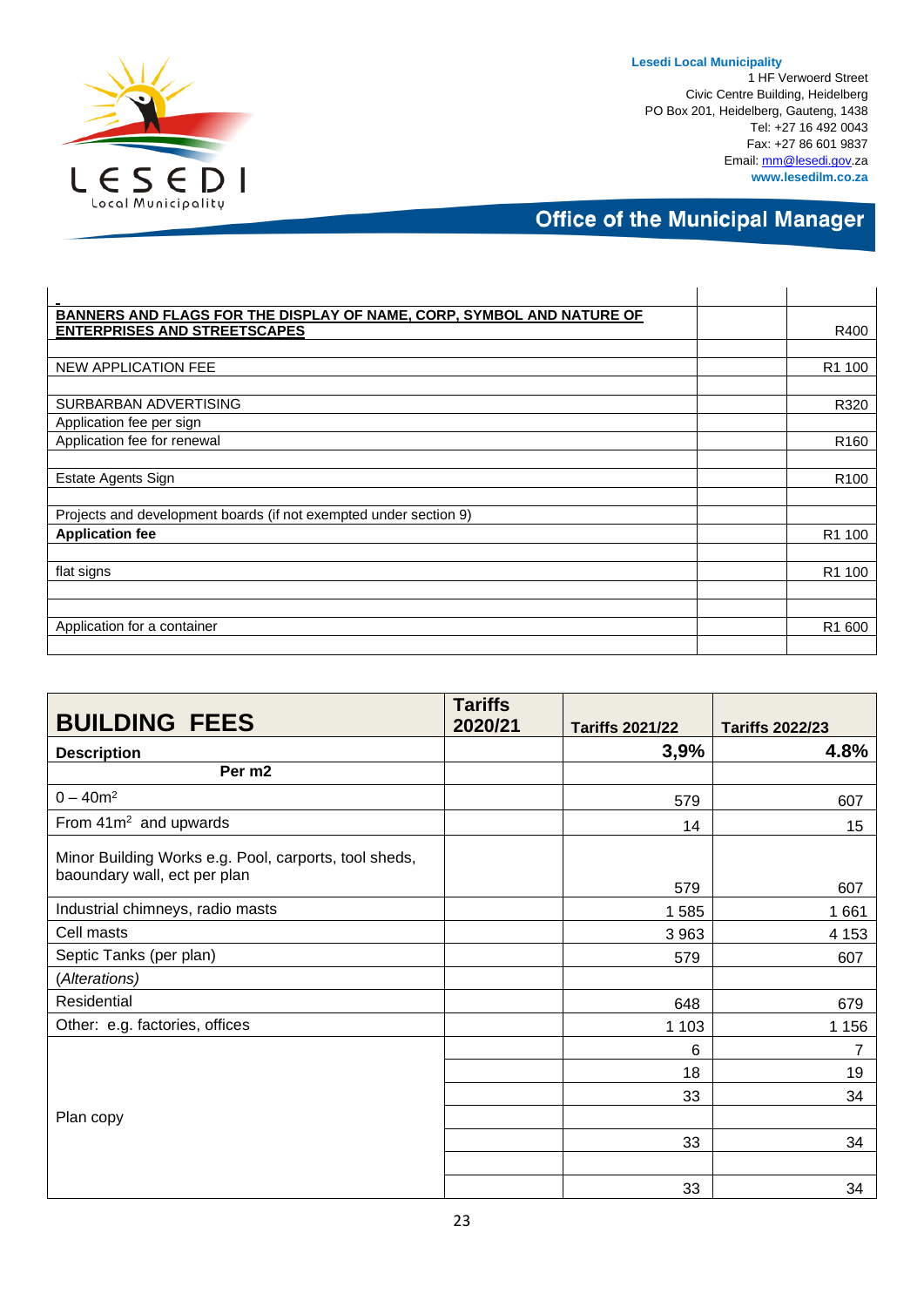| | | |
|---|---|---|
| **BANNERS AND FLAGS FOR THE DISPLAY OF NAME, CORP, SYMBOL AND NATURE OF ENTERPRISES AND STREETSCAPES** | | R400 |
| | | |
| NEW APPLICATION FEE | | R1 100 |
| | | |
| SURBARBAN ADVERTISING | | R320 |
| Application fee per sign | | |
| Application fee for renewal | | R160 |
| | | |
| Estate Agents Sign | | R100 |
| | | |
| Projects and development boards (if not exempted under section 9) | | |
| **Application fee** | | R1 100 |
| | | |
| flat signs | | R1 100 |
| | | |
| | | |
| Application for a container | | R1 600 |
| | | |

| **BUILDING FEES** | **Tariffs 2020/21** | **Tariffs 2021/22** | **Tariffs 2022/23** |
|---|---|---|---|
| **Description** | | **3,9%** | **4.8%** |
| **Per m2** | | | |
| 0 – 40m² | | 579 | 607 |
| From 41m² and upwards | | 14 | 15 |
| Minor Building Works e.g. Pool, carports, tool sheds, baoundary wall, ect per plan | | 579 | 607 |
| Industrial chimneys, radio masts | | 1 585 | 1 661 |
| Cell masts | | 3 963 | 4 153 |
| Septic Tanks (per plan) | | 579 | 607 |
| *(Alterations)* | | | |
| Residential | | 648 | 679 |
| Other: e.g. factories, offices | | 1 103 | 1 156 |
| Plan copy | | 6 | 7 |
| | | 18 | 19 |
| | | 33 | 34 |
| | | | |
| | | 33 | 34 |
| | | | |
| | | 33 | 34 |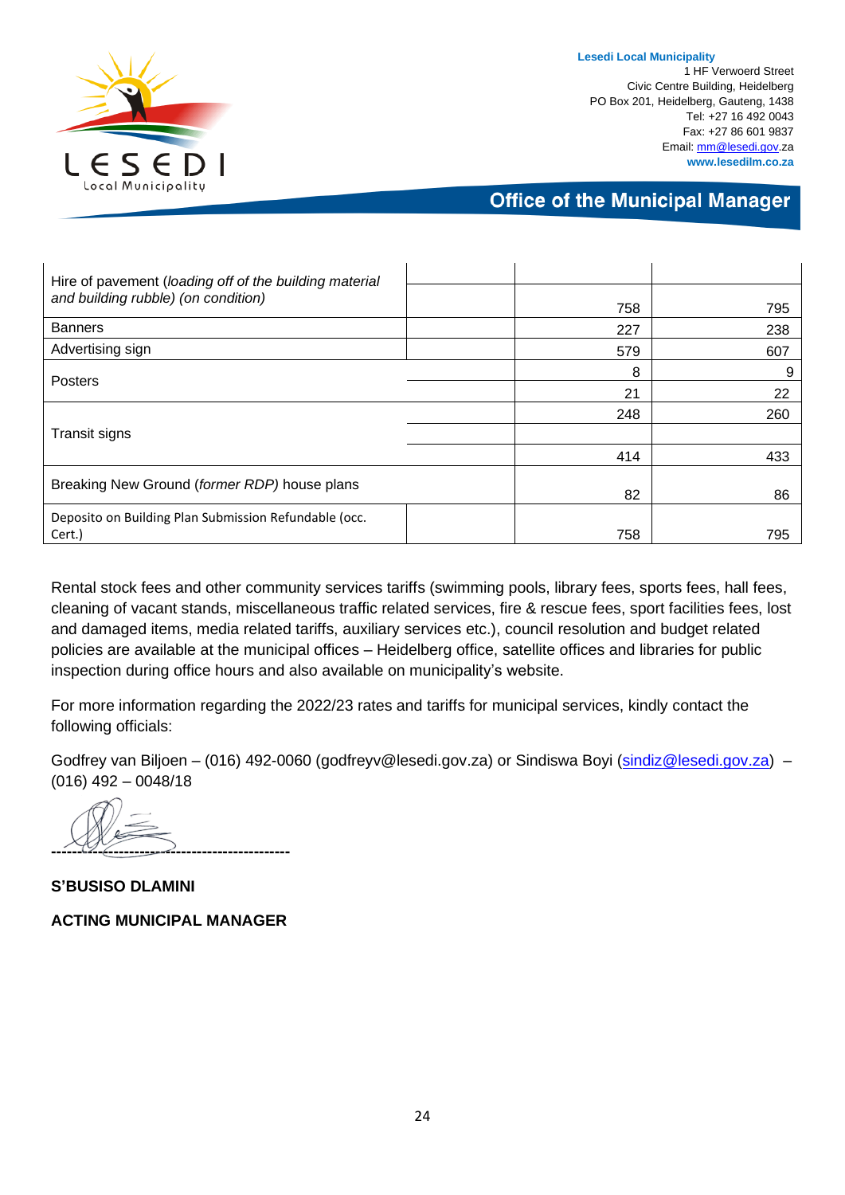Lesedi Local Municipality
1 HF Verwoerd Street
Civic Centre Building, Heidelberg
PO Box 201, Heidelberg, Gauteng, 1438
Tel: +27 16 492 0043
Fax: +27 86 601 9837
Email: mm@lesedi.gov.za
www.lesedilm.co.za

## Office of the Municipal Manager

| | | | |
|---|---|---|---|
| Hire of pavement (*loading off of the building material and building rubble) (on condition)* | | 758 | 795 |
| Banners | | 227 | 238 |
| Advertising sign | | 579 | 607 |
| Posters | | 8 | 9 |
| | | 21 | 22 |
| Transit signs | | 248 | 260 |
| | | | |
| | | 414 | 433 |
| Breaking New Ground (*former RDP)* house plans | | 82 | 86 |
| Deposito on Building Plan Submission Refundable (occ. Cert.) | | 758 | 795 |

Rental stock fees and other community services tariffs (swimming pools, library fees, sports fees, hall fees, cleaning of vacant stands, miscellaneous traffic related services, fire & rescue fees, sport facilities fees, lost and damaged items, media related tariffs, auxiliary services etc.), council resolution and budget related policies are available at the municipal offices – Heidelberg office, satellite offices and libraries for public inspection during office hours and also available on municipality's website.

For more information regarding the 2022/23 rates and tariffs for municipal services, kindly contact the following officials:

Godfrey van Biljoen – (016) 492-0060 (godfreyv@lesedi.gov.za) or Sindiswa Boyi (sindiz@lesedi.gov.za) – (016) 492 – 0048/18

---

**S'BUSISO DLAMINI**

**ACTING MUNICIPAL MANAGER**